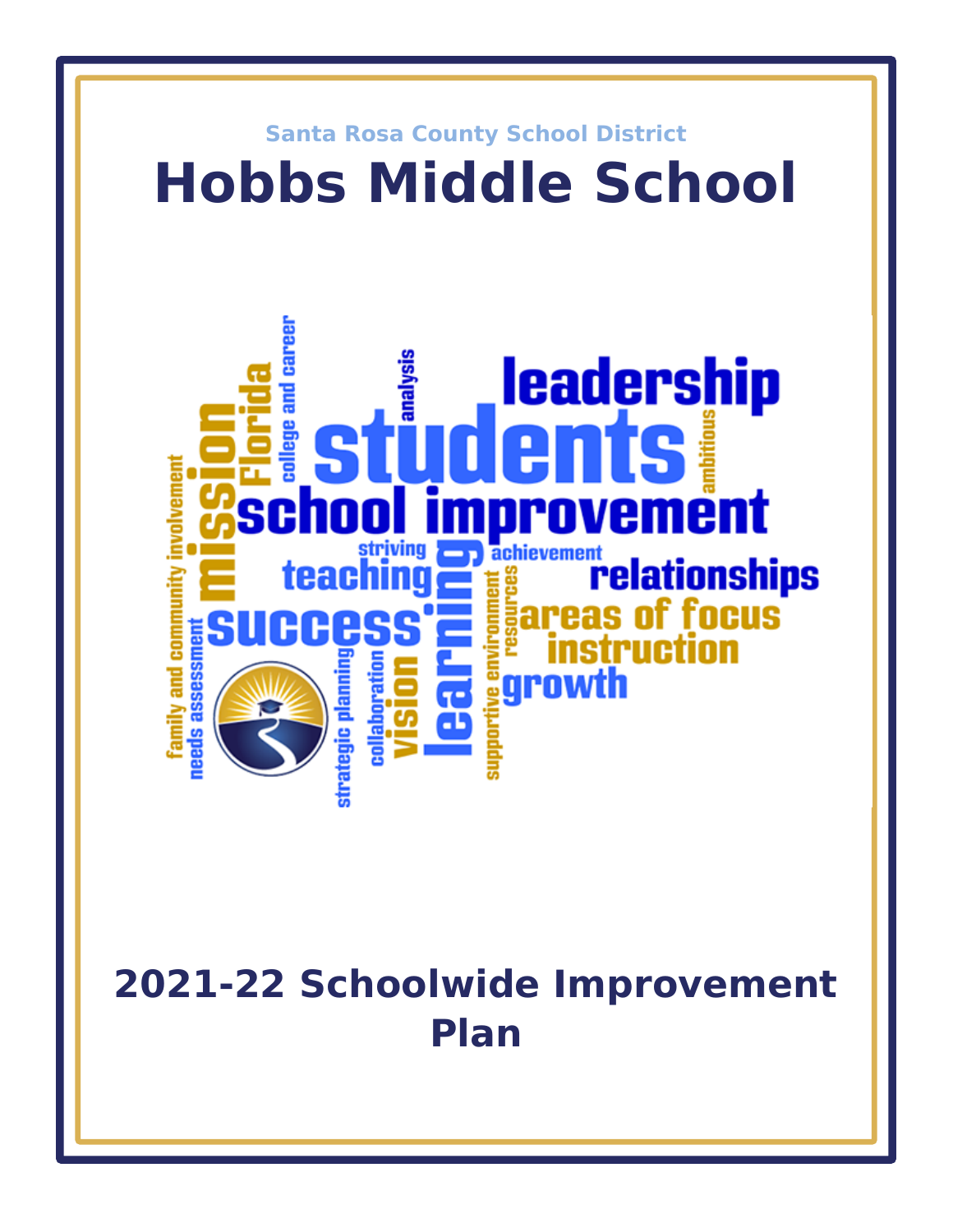Santa Rosa County School District

# Hobbs Middle School

## 2021-22 Schoolwide Improvement Plan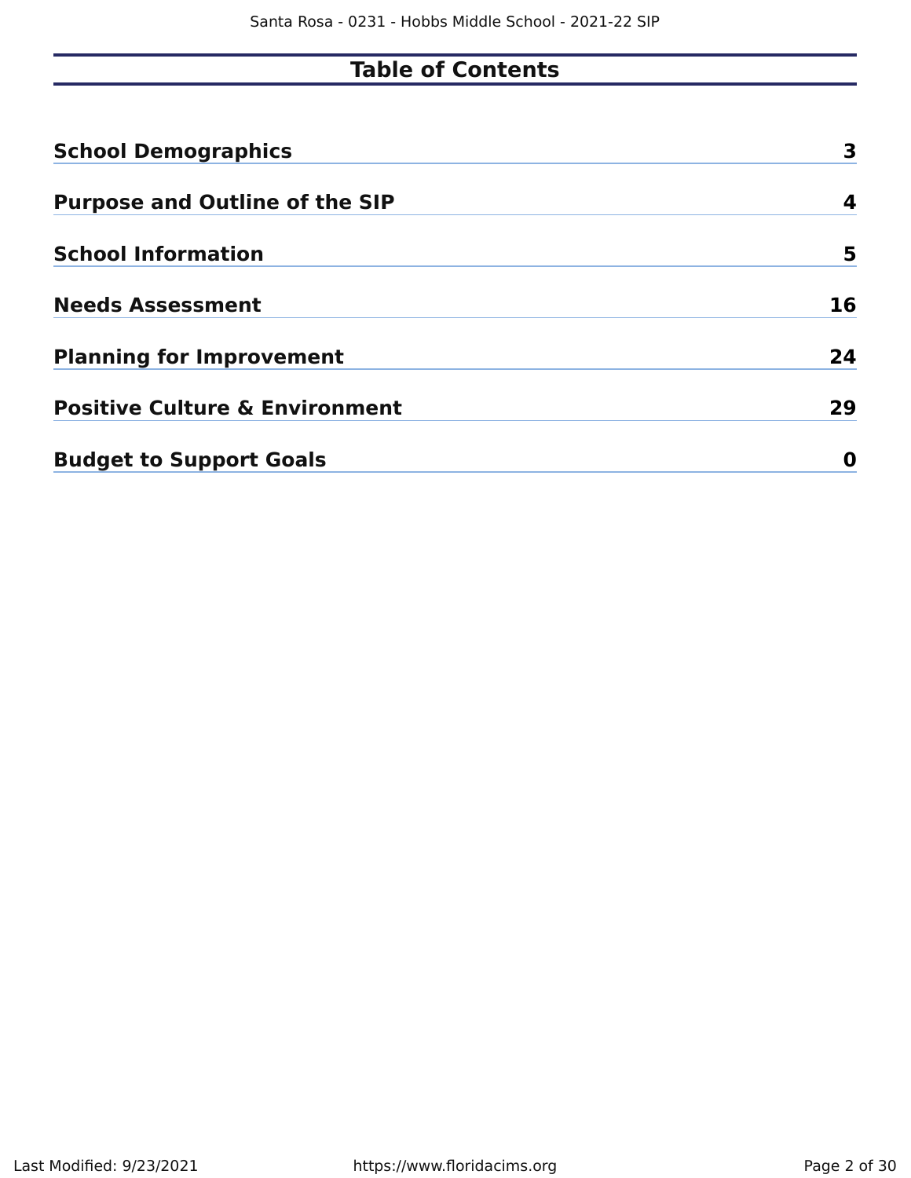# Table of Contents

| | |
|---|---|
| **School Demographics** | **3** |
| **Purpose and Outline of the SIP** | **4** |
| **School Information** | **5** |
| **Needs Assessment** | **16** |
| **Planning for Improvement** | **24** |
| **Positive Culture & Environment** | **29** |
| **Budget to Support Goals** | **0** |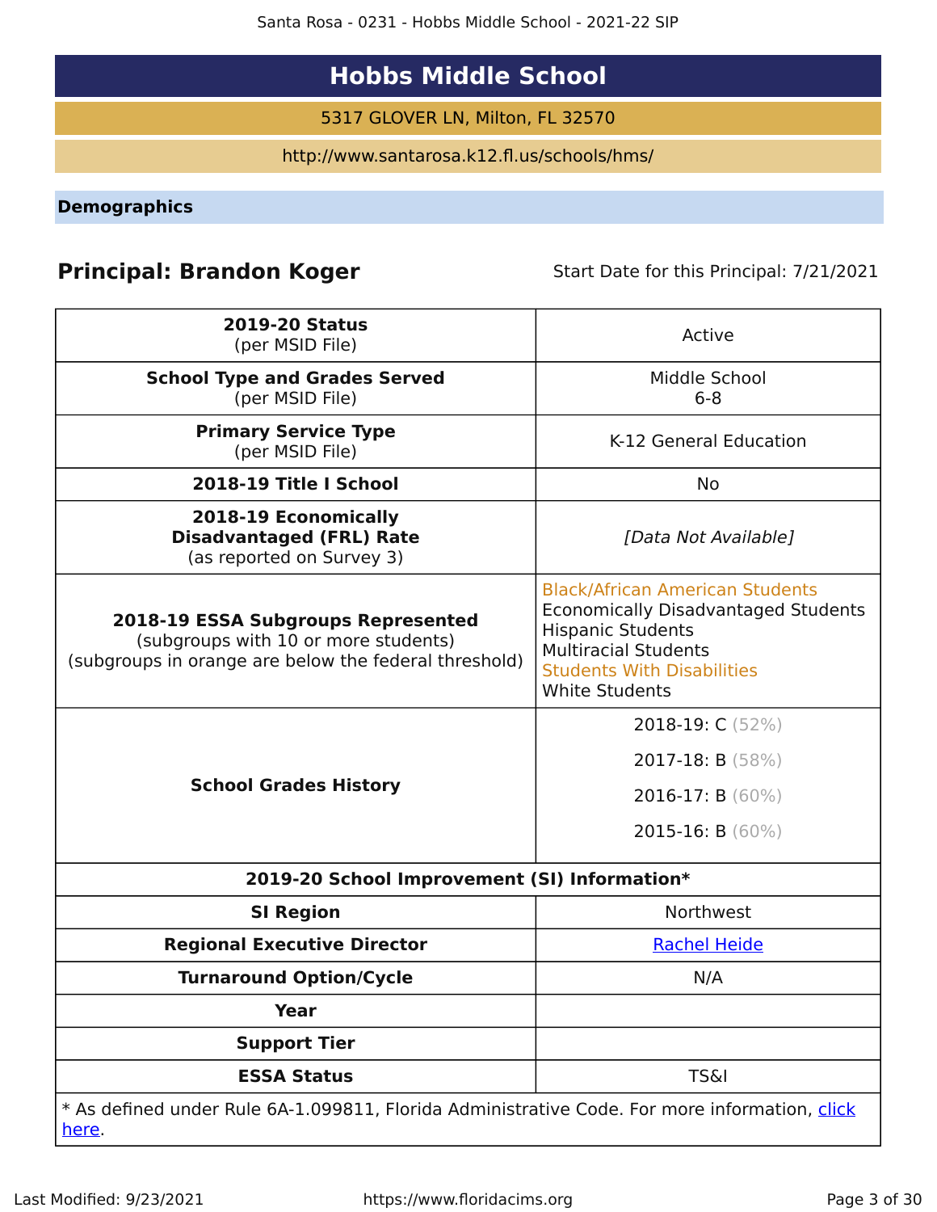# Hobbs Middle School

5317 GLOVER LN, Milton, FL 32570

http://www.santarosa.k12.fl.us/schools/hms/

## Demographics

**Principal: Brandon Koger** Start Date for this Principal: 7/21/2021

| | |
|---|---|
| **2019-20 Status** (per MSID File) | Active |
| **School Type and Grades Served** (per MSID File) | Middle School 6-8 |
| **Primary Service Type** (per MSID File) | K-12 General Education |
| **2018-19 Title I School** | No |
| **2018-19 Economically Disadvantaged (FRL) Rate** (as reported on Survey 3) | *[Data Not Available]* |
| **2018-19 ESSA Subgroups Represented** (subgroups with 10 or more students) (subgroups in orange are below the federal threshold) | Black/African American Students<br>Economically Disadvantaged Students<br>Hispanic Students<br>Multiracial Students<br>Students With Disabilities<br>White Students |
| **School Grades History** | 2018-19: C (52%)<br>2017-18: B (58%)<br>2016-17: B (60%)<br>2015-16: B (60%) |
| **2019-20 School Improvement (SI) Information*** | |
| **SI Region** | Northwest |
| **Regional Executive Director** | Rachel Heide |
| **Turnaround Option/Cycle** | N/A |
| **Year** | |
| **Support Tier** | |
| **ESSA Status** | TS&I |

* As defined under Rule 6A-1.099811, Florida Administrative Code. For more information, click here.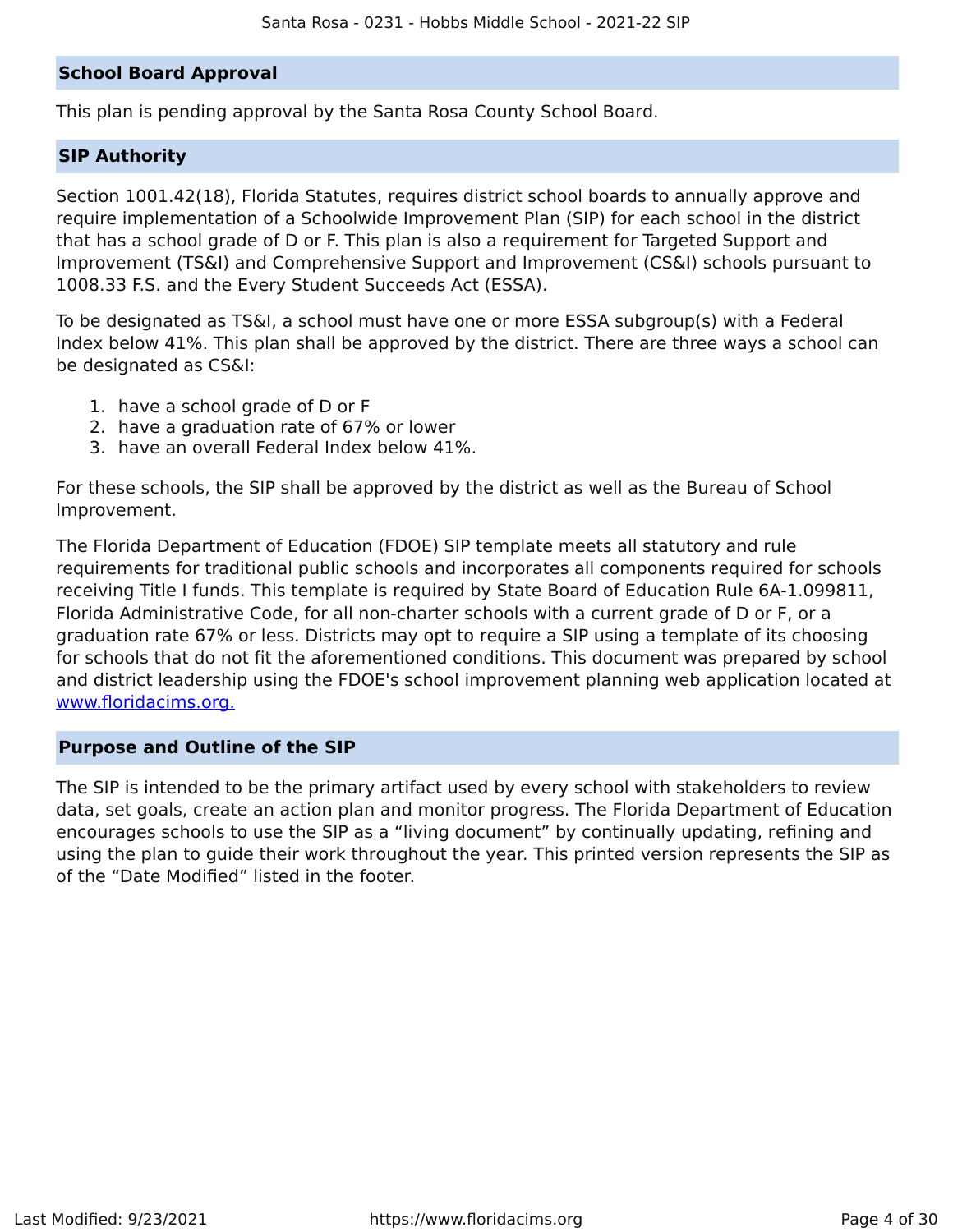## School Board Approval

This plan is pending approval by the Santa Rosa County School Board.

## SIP Authority

Section 1001.42(18), Florida Statutes, requires district school boards to annually approve and require implementation of a Schoolwide Improvement Plan (SIP) for each school in the district that has a school grade of D or F. This plan is also a requirement for Targeted Support and Improvement (TS&I) and Comprehensive Support and Improvement (CS&I) schools pursuant to 1008.33 F.S. and the Every Student Succeeds Act (ESSA).

To be designated as TS&I, a school must have one or more ESSA subgroup(s) with a Federal Index below 41%. This plan shall be approved by the district. There are three ways a school can be designated as CS&I:

1. have a school grade of D or F
2. have a graduation rate of 67% or lower
3. have an overall Federal Index below 41%.

For these schools, the SIP shall be approved by the district as well as the Bureau of School Improvement.

The Florida Department of Education (FDOE) SIP template meets all statutory and rule requirements for traditional public schools and incorporates all components required for schools receiving Title I funds. This template is required by State Board of Education Rule 6A-1.099811, Florida Administrative Code, for all non-charter schools with a current grade of D or F, or a graduation rate 67% or less. Districts may opt to require a SIP using a template of its choosing for schools that do not fit the aforementioned conditions. This document was prepared by school and district leadership using the FDOE's school improvement planning web application located at [www.floridacims.org.](https://www.floridacims.org)

## Purpose and Outline of the SIP

The SIP is intended to be the primary artifact used by every school with stakeholders to review data, set goals, create an action plan and monitor progress. The Florida Department of Education encourages schools to use the SIP as a “living document” by continually updating, refining and using the plan to guide their work throughout the year. This printed version represents the SIP as of the “Date Modified” listed in the footer.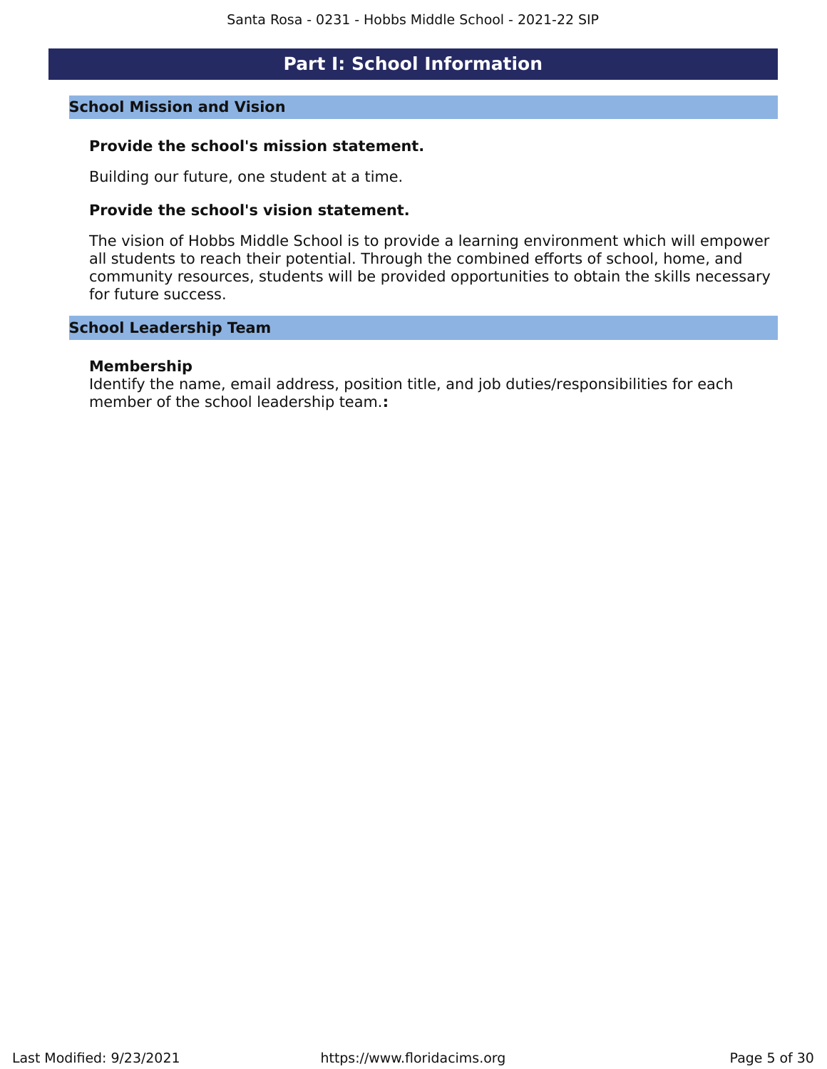# Part I: School Information

## School Mission and Vision

### Provide the school's mission statement.

Building our future, one student at a time.

### Provide the school's vision statement.

The vision of Hobbs Middle School is to provide a learning environment which will empower all students to reach their potential. Through the combined efforts of school, home, and community resources, students will be provided opportunities to obtain the skills necessary for future success.

## School Leadership Team

### Membership

Identify the name, email address, position title, and job duties/responsibilities for each member of the school leadership team.**:**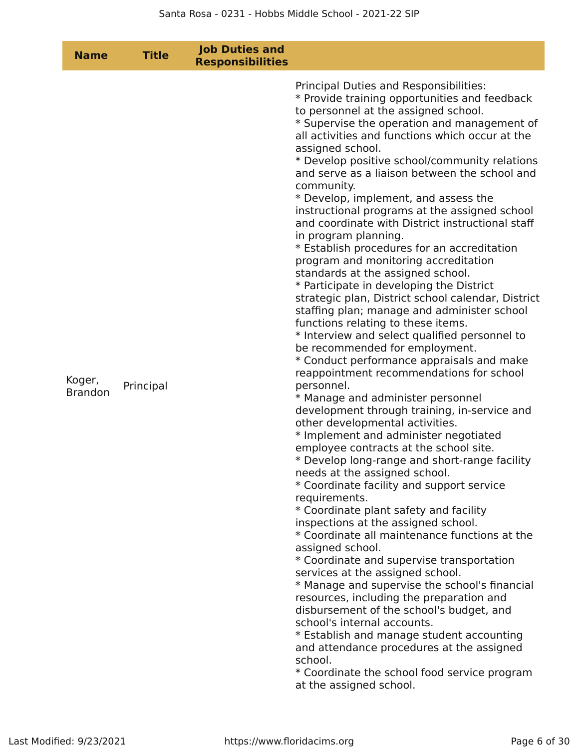| Name | Title | Job Duties and Responsibilities | |
|---|---|---|---|
| Koger, Brandon | Principal | | Principal Duties and Responsibilities:<br>* Provide training opportunities and feedback to personnel at the assigned school.<br>* Supervise the operation and management of all activities and functions which occur at the assigned school.<br>* Develop positive school/community relations and serve as a liaison between the school and community.<br>* Develop, implement, and assess the instructional programs at the assigned school and coordinate with District instructional staff in program planning.<br>* Establish procedures for an accreditation program and monitoring accreditation standards at the assigned school.<br>* Participate in developing the District strategic plan, District school calendar, District staffing plan; manage and administer school functions relating to these items.<br>* Interview and select qualified personnel to be recommended for employment.<br>* Conduct performance appraisals and make reappointment recommendations for school personnel.<br>* Manage and administer personnel development through training, in-service and other developmental activities.<br>* Implement and administer negotiated employee contracts at the school site.<br>* Develop long-range and short-range facility needs at the assigned school.<br>* Coordinate facility and support service requirements.<br>* Coordinate plant safety and facility inspections at the assigned school.<br>* Coordinate all maintenance functions at the assigned school.<br>* Coordinate and supervise transportation services at the assigned school.<br>* Manage and supervise the school's financial resources, including the preparation and disbursement of the school's budget, and school's internal accounts.<br>* Establish and manage student accounting and attendance procedures at the assigned school.<br>* Coordinate the school food service program at the assigned school. |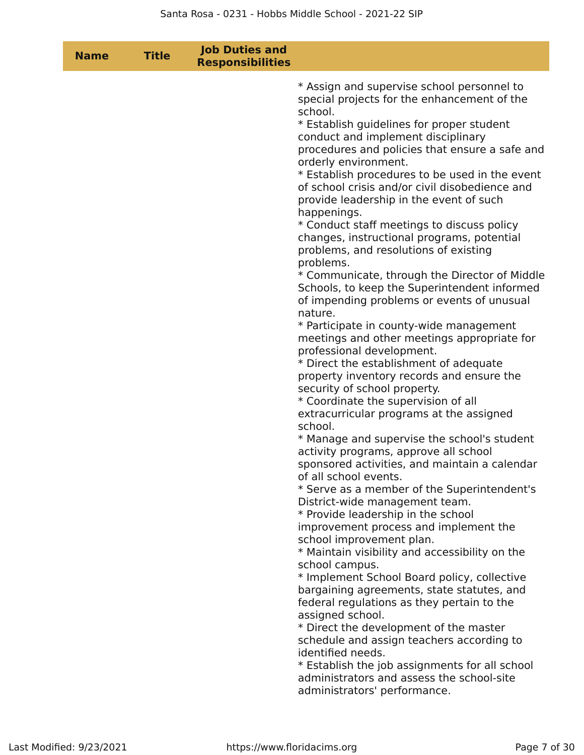| Name | Title | Job Duties and Responsibilities |
|---|---|---|
| | | * Assign and supervise school personnel to special projects for the enhancement of the school.<br>* Establish guidelines for proper student conduct and implement disciplinary procedures and policies that ensure a safe and orderly environment.<br>* Establish procedures to be used in the event of school crisis and/or civil disobedience and provide leadership in the event of such happenings.<br>* Conduct staff meetings to discuss policy changes, instructional programs, potential problems, and resolutions of existing problems.<br>* Communicate, through the Director of Middle Schools, to keep the Superintendent informed of impending problems or events of unusual nature.<br>* Participate in county-wide management meetings and other meetings appropriate for professional development.<br>* Direct the establishment of adequate property inventory records and ensure the security of school property.<br>* Coordinate the supervision of all extracurricular programs at the assigned school.<br>* Manage and supervise the school's student activity programs, approve all school sponsored activities, and maintain a calendar of all school events.<br>* Serve as a member of the Superintendent's District-wide management team.<br>* Provide leadership in the school improvement process and implement the school improvement plan.<br>* Maintain visibility and accessibility on the school campus.<br>* Implement School Board policy, collective bargaining agreements, state statutes, and federal regulations as they pertain to the assigned school.<br>* Direct the development of the master schedule and assign teachers according to identified needs.<br>* Establish the job assignments for all school administrators and assess the school-site administrators' performance. |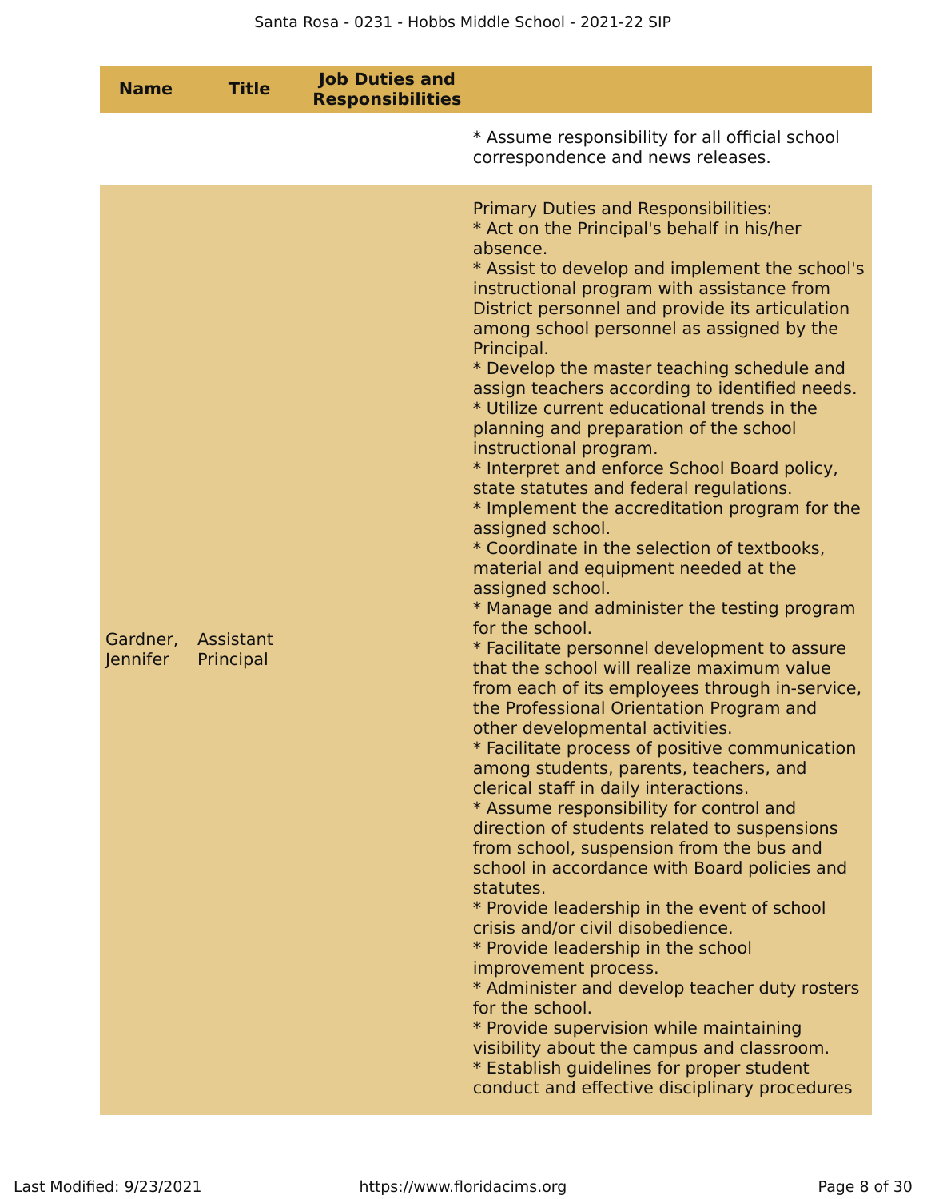| Name | Title | Job Duties and Responsibilities | |
|---|---|---|---|
| | | | * Assume responsibility for all official school correspondence and news releases. |
| Gardner, Jennifer | Assistant Principal | | Primary Duties and Responsibilities:<br>* Act on the Principal's behalf in his/her absence.<br>* Assist to develop and implement the school's instructional program with assistance from District personnel and provide its articulation among school personnel as assigned by the Principal.<br>* Develop the master teaching schedule and assign teachers according to identified needs.<br>* Utilize current educational trends in the planning and preparation of the school instructional program.<br>* Interpret and enforce School Board policy, state statutes and federal regulations.<br>* Implement the accreditation program for the assigned school.<br>* Coordinate in the selection of textbooks, material and equipment needed at the assigned school.<br>* Manage and administer the testing program for the school.<br>* Facilitate personnel development to assure that the school will realize maximum value from each of its employees through in-service, the Professional Orientation Program and other developmental activities.<br>* Facilitate process of positive communication among students, parents, teachers, and clerical staff in daily interactions.<br>* Assume responsibility for control and direction of students related to suspensions from school, suspension from the bus and school in accordance with Board policies and statutes.<br>* Provide leadership in the event of school crisis and/or civil disobedience.<br>* Provide leadership in the school improvement process.<br>* Administer and develop teacher duty rosters for the school.<br>* Provide supervision while maintaining visibility about the campus and classroom.<br>* Establish guidelines for proper student conduct and effective disciplinary procedures |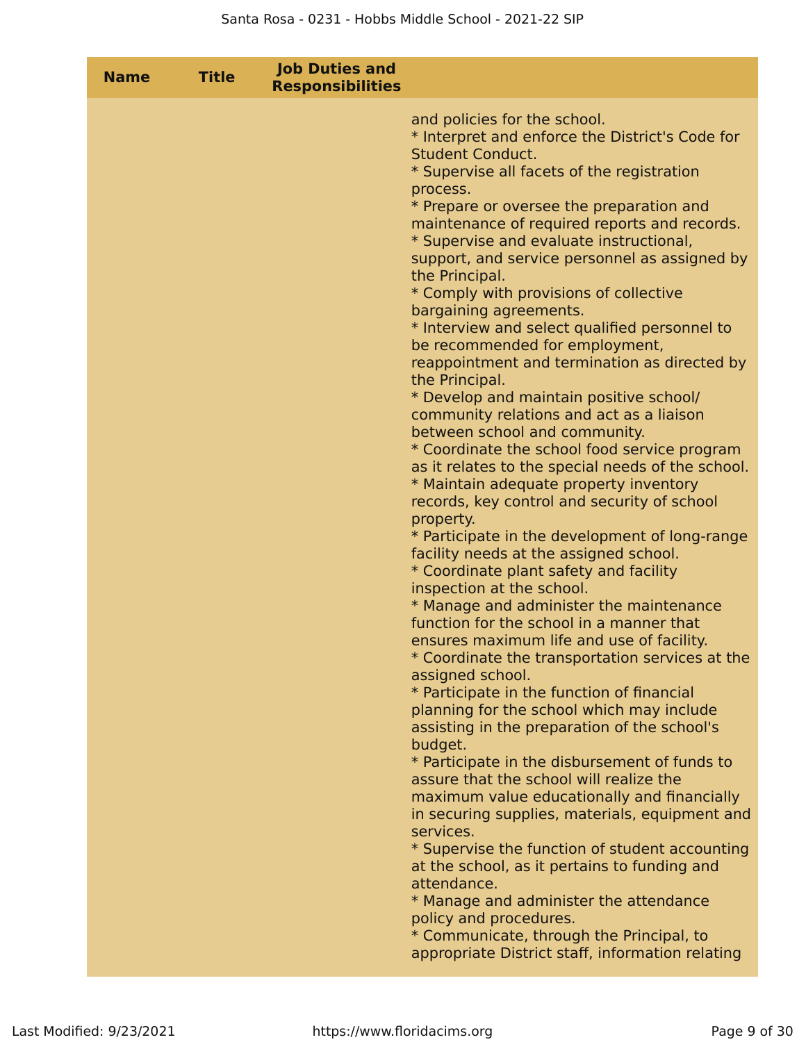| Name | Title | Job Duties and Responsibilities | |
|---|---|---|---|
| | | | and policies for the school.<br>* Interpret and enforce the District's Code for Student Conduct.<br>* Supervise all facets of the registration process.<br>* Prepare or oversee the preparation and maintenance of required reports and records.<br>* Supervise and evaluate instructional, support, and service personnel as assigned by the Principal.<br>* Comply with provisions of collective bargaining agreements.<br>* Interview and select qualified personnel to be recommended for employment, reappointment and termination as directed by the Principal.<br>* Develop and maintain positive school/ community relations and act as a liaison between school and community.<br>* Coordinate the school food service program as it relates to the special needs of the school.<br>* Maintain adequate property inventory records, key control and security of school property.<br>* Participate in the development of long-range facility needs at the assigned school.<br>* Coordinate plant safety and facility inspection at the school.<br>* Manage and administer the maintenance function for the school in a manner that ensures maximum life and use of facility.<br>* Coordinate the transportation services at the assigned school.<br>* Participate in the function of financial planning for the school which may include assisting in the preparation of the school's budget.<br>* Participate in the disbursement of funds to assure that the school will realize the maximum value educationally and financially in securing supplies, materials, equipment and services.<br>* Supervise the function of student accounting at the school, as it pertains to funding and attendance.<br>* Manage and administer the attendance policy and procedures.<br>* Communicate, through the Principal, to appropriate District staff, information relating |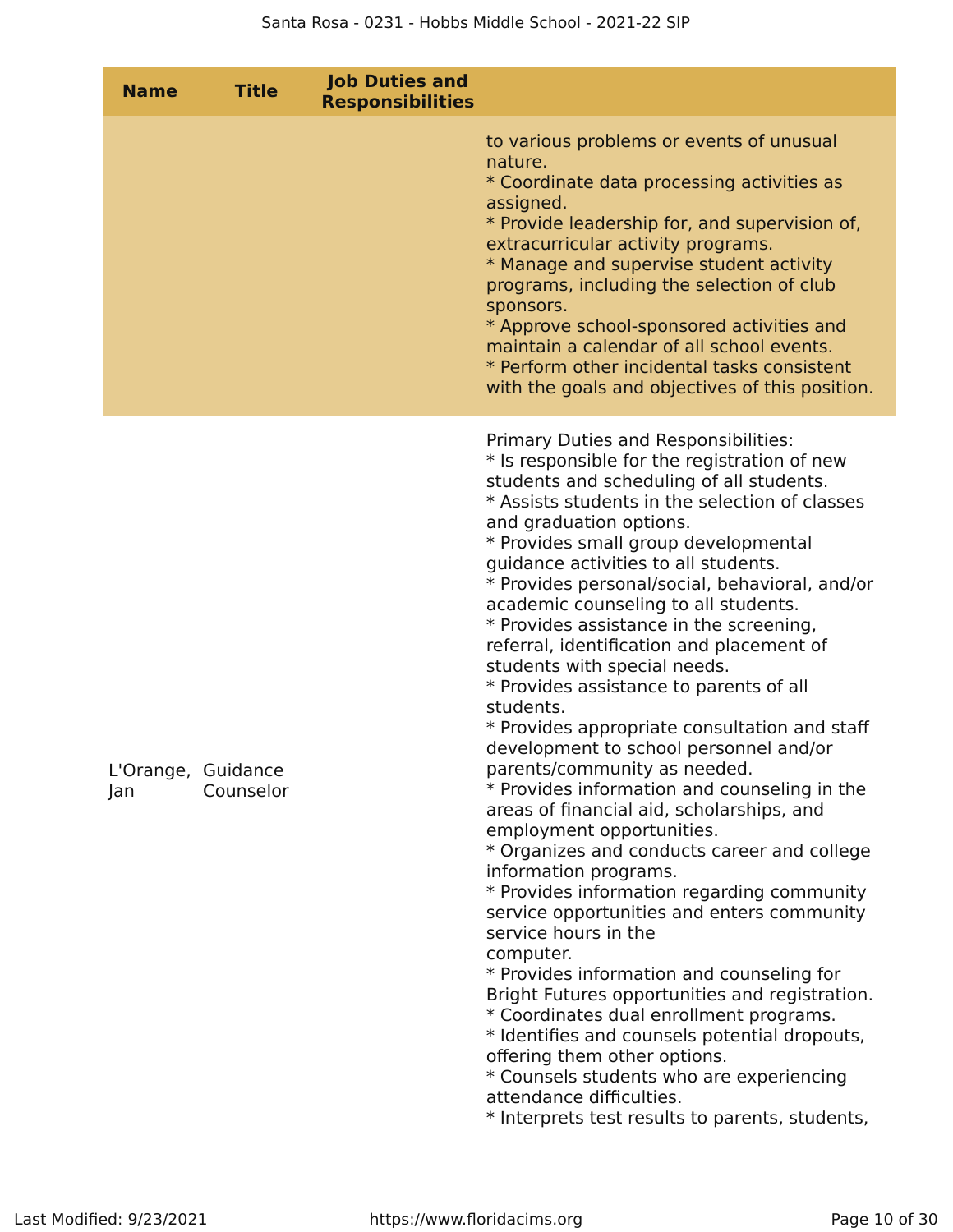| Name | Title | Job Duties and Responsibilities | |
|---|---|---|---|
| | | | to various problems or events of unusual nature.<br>* Coordinate data processing activities as assigned.<br>* Provide leadership for, and supervision of, extracurricular activity programs.<br>* Manage and supervise student activity programs, including the selection of club sponsors.<br>* Approve school-sponsored activities and maintain a calendar of all school events.<br>* Perform other incidental tasks consistent with the goals and objectives of this position. |
| L'Orange, Jan | Guidance Counselor | | Primary Duties and Responsibilities:<br>* Is responsible for the registration of new students and scheduling of all students.<br>* Assists students in the selection of classes and graduation options.<br>* Provides small group developmental guidance activities to all students.<br>* Provides personal/social, behavioral, and/or academic counseling to all students.<br>* Provides assistance in the screening, referral, identification and placement of students with special needs.<br>* Provides assistance to parents of all students.<br>* Provides appropriate consultation and staff development to school personnel and/or parents/community as needed.<br>* Provides information and counseling in the areas of financial aid, scholarships, and employment opportunities.<br>* Organizes and conducts career and college information programs.<br>* Provides information regarding community service opportunities and enters community service hours in the computer.<br>* Provides information and counseling for Bright Futures opportunities and registration.<br>* Coordinates dual enrollment programs.<br>* Identifies and counsels potential dropouts, offering them other options.<br>* Counsels students who are experiencing attendance difficulties.<br>* Interprets test results to parents, students, |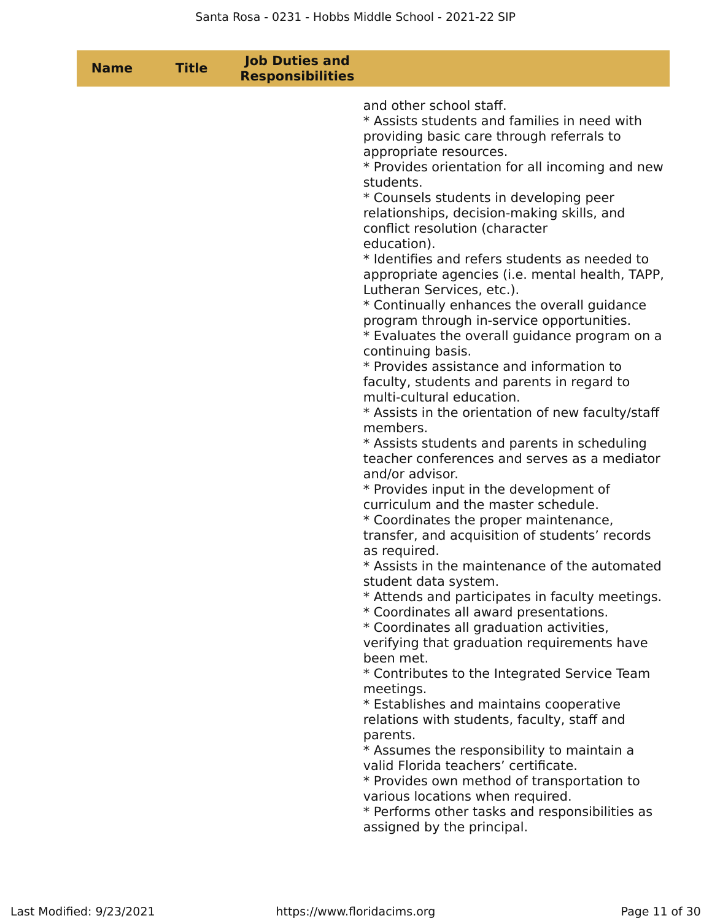| Name | Title | Job Duties and Responsibilities |
| --- | --- | --- |
| | | and other school staff.<br>* Assists students and families in need with providing basic care through referrals to appropriate resources.<br>* Provides orientation for all incoming and new students.<br>* Counsels students in developing peer relationships, decision-making skills, and conflict resolution (character education).<br>* Identifies and refers students as needed to appropriate agencies (i.e. mental health, TAPP, Lutheran Services, etc.).<br>* Continually enhances the overall guidance program through in-service opportunities.<br>* Evaluates the overall guidance program on a continuing basis.<br>* Provides assistance and information to faculty, students and parents in regard to multi-cultural education.<br>* Assists in the orientation of new faculty/staff members.<br>* Assists students and parents in scheduling teacher conferences and serves as a mediator and/or advisor.<br>* Provides input in the development of curriculum and the master schedule.<br>* Coordinates the proper maintenance, transfer, and acquisition of students' records as required.<br>* Assists in the maintenance of the automated student data system.<br>* Attends and participates in faculty meetings.<br>* Coordinates all award presentations.<br>* Coordinates all graduation activities, verifying that graduation requirements have been met.<br>* Contributes to the Integrated Service Team meetings.<br>* Establishes and maintains cooperative relations with students, faculty, staff and parents.<br>* Assumes the responsibility to maintain a valid Florida teachers' certificate.<br>* Provides own method of transportation to various locations when required.<br>* Performs other tasks and responsibilities as assigned by the principal. |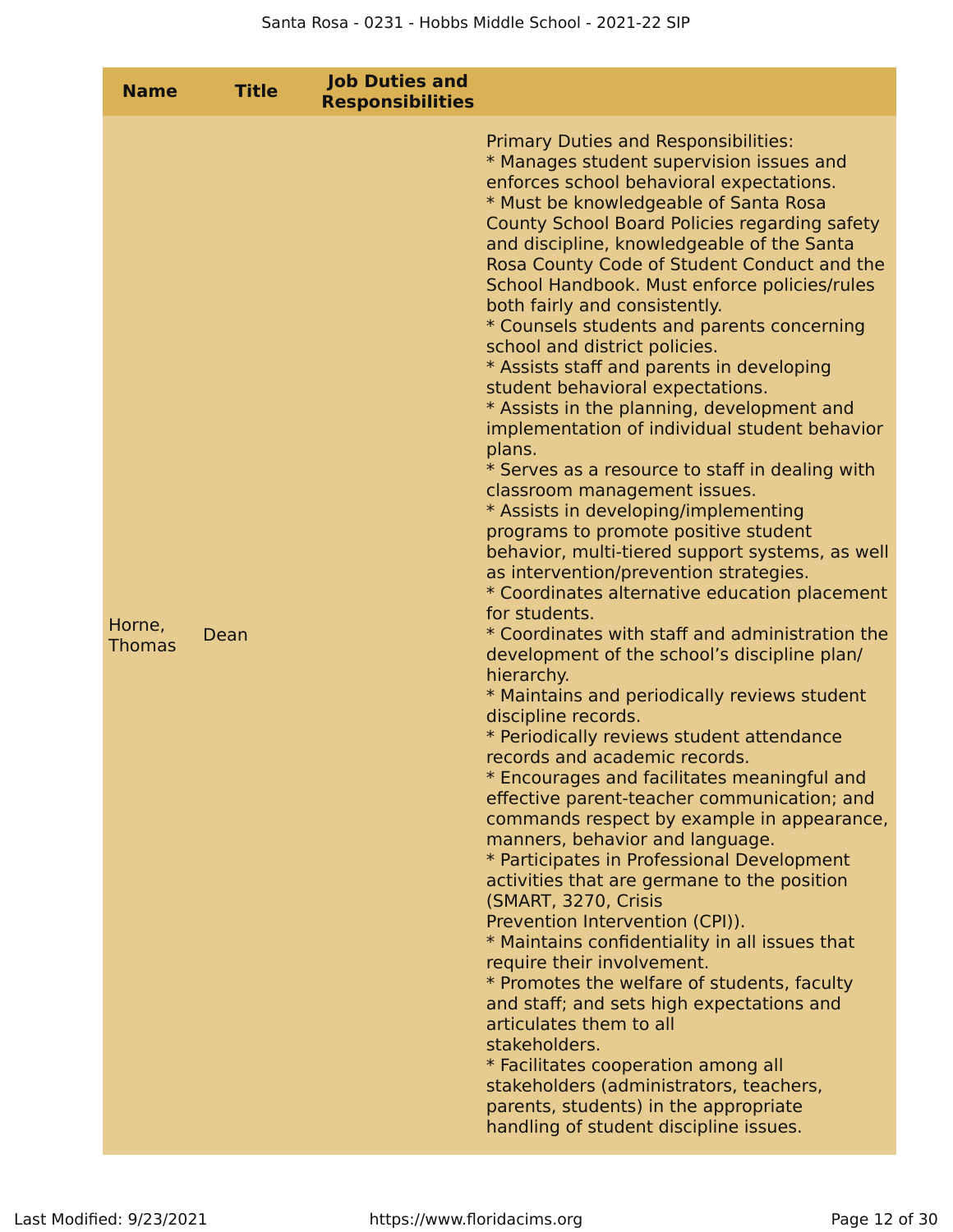| Name | Title | Job Duties and Responsibilities | |
|---|---|---|---|
| Horne, Thomas | Dean | | Primary Duties and Responsibilities:<br>* Manages student supervision issues and enforces school behavioral expectations.<br>* Must be knowledgeable of Santa Rosa County School Board Policies regarding safety and discipline, knowledgeable of the Santa Rosa County Code of Student Conduct and the School Handbook. Must enforce policies/rules both fairly and consistently.<br>* Counsels students and parents concerning school and district policies.<br>* Assists staff and parents in developing student behavioral expectations.<br>* Assists in the planning, development and implementation of individual student behavior plans.<br>* Serves as a resource to staff in dealing with classroom management issues.<br>* Assists in developing/implementing programs to promote positive student behavior, multi-tiered support systems, as well as intervention/prevention strategies.<br>* Coordinates alternative education placement for students.<br>* Coordinates with staff and administration the development of the school's discipline plan/ hierarchy.<br>* Maintains and periodically reviews student discipline records.<br>* Periodically reviews student attendance records and academic records.<br>* Encourages and facilitates meaningful and effective parent-teacher communication; and commands respect by example in appearance, manners, behavior and language.<br>* Participates in Professional Development activities that are germane to the position (SMART, 3270, Crisis Prevention Intervention (CPI)).<br>* Maintains confidentiality in all issues that require their involvement.<br>* Promotes the welfare of students, faculty and staff; and sets high expectations and articulates them to all stakeholders.<br>* Facilitates cooperation among all stakeholders (administrators, teachers, parents, students) in the appropriate handling of student discipline issues. |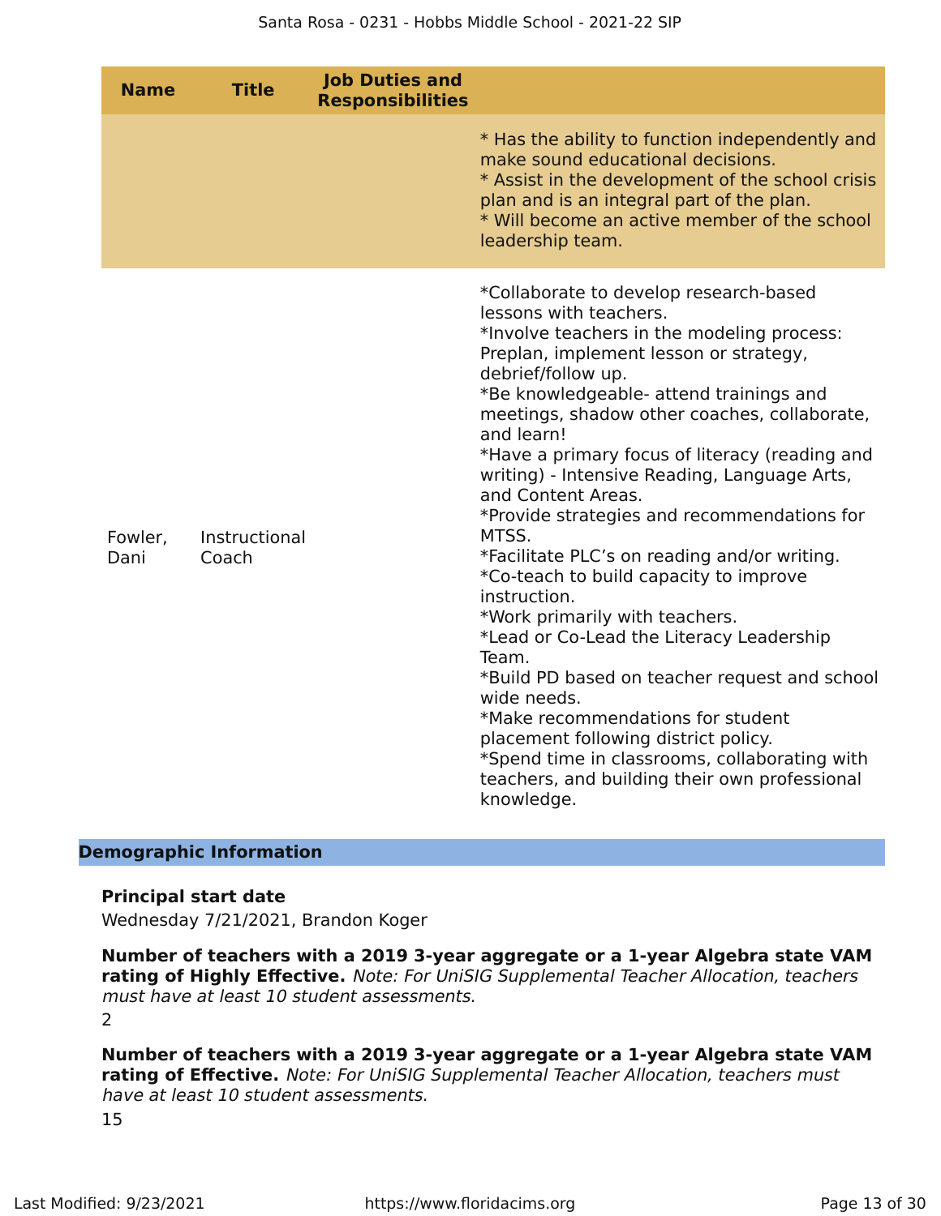| Name | Title | Job Duties and Responsibilities | |
|---|---|---|---|
| | | | * Has the ability to function independently and make sound educational decisions.<br>* Assist in the development of the school crisis plan and is an integral part of the plan.<br>* Will become an active member of the school leadership team. |
| Fowler, Dani | Instructional Coach | | *Collaborate to develop research-based lessons with teachers.<br>*Involve teachers in the modeling process: Preplan, implement lesson or strategy, debrief/follow up.<br>*Be knowledgeable- attend trainings and meetings, shadow other coaches, collaborate, and learn!<br>*Have a primary focus of literacy (reading and writing) - Intensive Reading, Language Arts, and Content Areas.<br>*Provide strategies and recommendations for MTSS.<br>*Facilitate PLC's on reading and/or writing.<br>*Co-teach to build capacity to improve instruction.<br>*Work primarily with teachers.<br>*Lead or Co-Lead the Literacy Leadership Team.<br>*Build PD based on teacher request and school wide needs.<br>*Make recommendations for student placement following district policy.<br>*Spend time in classrooms, collaborating with teachers, and building their own professional knowledge. |

## Demographic Information

**Principal start date**

Wednesday 7/21/2021, Brandon Koger

**Number of teachers with a 2019 3-year aggregate or a 1-year Algebra state VAM rating of Highly Effective.** *Note: For UniSIG Supplemental Teacher Allocation, teachers must have at least 10 student assessments.*

2

**Number of teachers with a 2019 3-year aggregate or a 1-year Algebra state VAM rating of Effective.** *Note: For UniSIG Supplemental Teacher Allocation, teachers must have at least 10 student assessments.*

15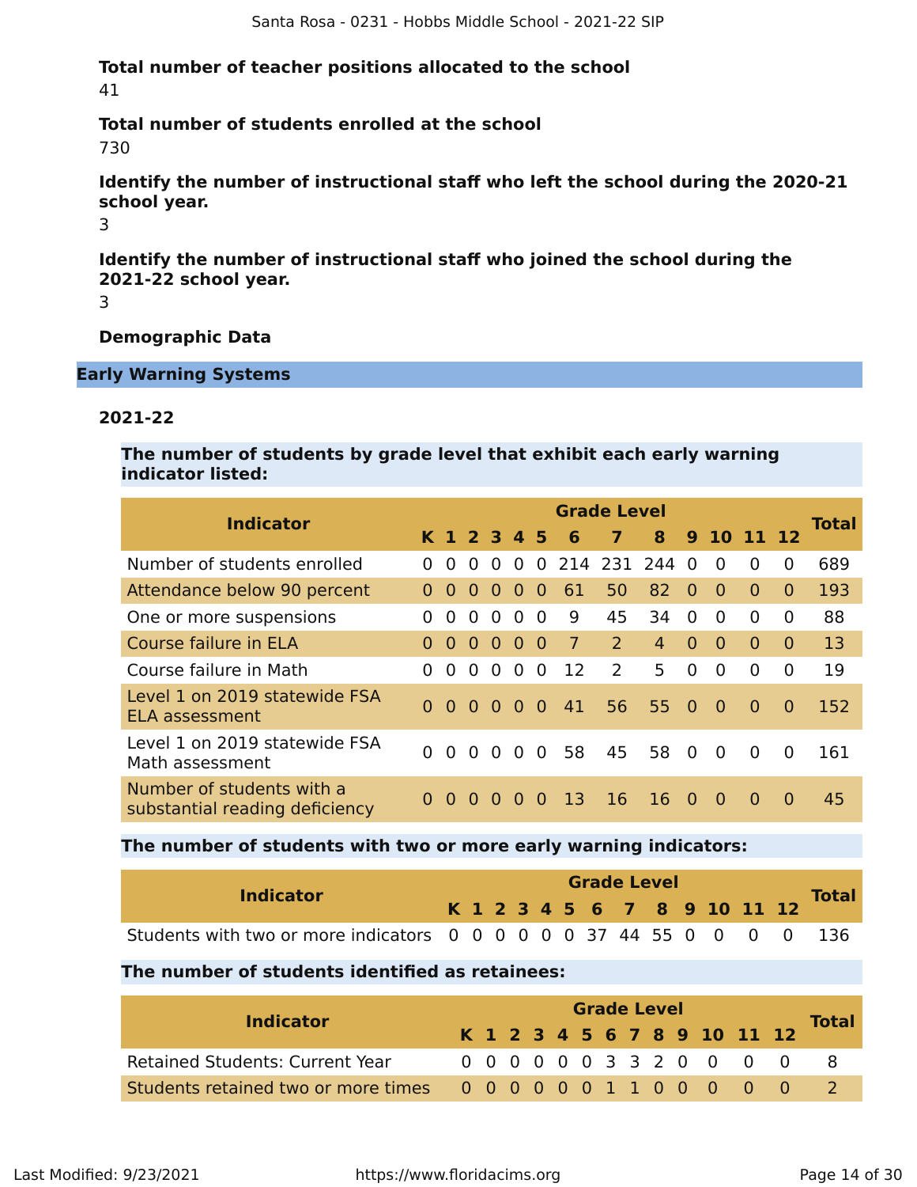**Total number of teacher positions allocated to the school**

41

**Total number of students enrolled at the school**

730

**Identify the number of instructional staff who left the school during the 2020-21 school year.**

3

**Identify the number of instructional staff who joined the school during the 2021-22 school year.**

3

**Demographic Data**

## Early Warning Systems

### 2021-22

**The number of students by grade level that exhibit each early warning indicator listed:**

| Indicator | Grade Level | | | | | | | | | | | | | Total |
|---|---|---|---|---|---|---|---|---|---|---|---|---|---|---|
| | K | 1 | 2 | 3 | 4 | 5 | 6 | 7 | 8 | 9 | 10 | 11 | 12 | |
| Number of students enrolled | 0 | 0 | 0 | 0 | 0 | 0 | 214 | 231 | 244 | 0 | 0 | 0 | 0 | 689 |
| Attendance below 90 percent | 0 | 0 | 0 | 0 | 0 | 0 | 61 | 50 | 82 | 0 | 0 | 0 | 0 | 193 |
| One or more suspensions | 0 | 0 | 0 | 0 | 0 | 0 | 9 | 45 | 34 | 0 | 0 | 0 | 0 | 88 |
| Course failure in ELA | 0 | 0 | 0 | 0 | 0 | 0 | 7 | 2 | 4 | 0 | 0 | 0 | 0 | 13 |
| Course failure in Math | 0 | 0 | 0 | 0 | 0 | 0 | 12 | 2 | 5 | 0 | 0 | 0 | 0 | 19 |
| Level 1 on 2019 statewide FSA ELA assessment | 0 | 0 | 0 | 0 | 0 | 0 | 41 | 56 | 55 | 0 | 0 | 0 | 0 | 152 |
| Level 1 on 2019 statewide FSA Math assessment | 0 | 0 | 0 | 0 | 0 | 0 | 58 | 45 | 58 | 0 | 0 | 0 | 0 | 161 |
| Number of students with a substantial reading deficiency | 0 | 0 | 0 | 0 | 0 | 0 | 13 | 16 | 16 | 0 | 0 | 0 | 0 | 45 |

**The number of students with two or more early warning indicators:**

| Indicator | Grade Level | | | | | | | | | | | | | Total |
|---|---|---|---|---|---|---|---|---|---|---|---|---|---|---|
| | K | 1 | 2 | 3 | 4 | 5 | 6 | 7 | 8 | 9 | 10 | 11 | 12 | |
| Students with two or more indicators | 0 | 0 | 0 | 0 | 0 | 0 | 37 | 44 | 55 | 0 | 0 | 0 | 0 | 136 |

**The number of students identified as retainees:**

| Indicator | Grade Level | | | | | | | | | | | | | Total |
|---|---|---|---|---|---|---|---|---|---|---|---|---|---|---|
| | K | 1 | 2 | 3 | 4 | 5 | 6 | 7 | 8 | 9 | 10 | 11 | 12 | |
| Retained Students: Current Year | 0 | 0 | 0 | 0 | 0 | 0 | 3 | 3 | 2 | 0 | 0 | 0 | 0 | 8 |
| Students retained two or more times | 0 | 0 | 0 | 0 | 0 | 0 | 1 | 1 | 0 | 0 | 0 | 0 | 0 | 2 |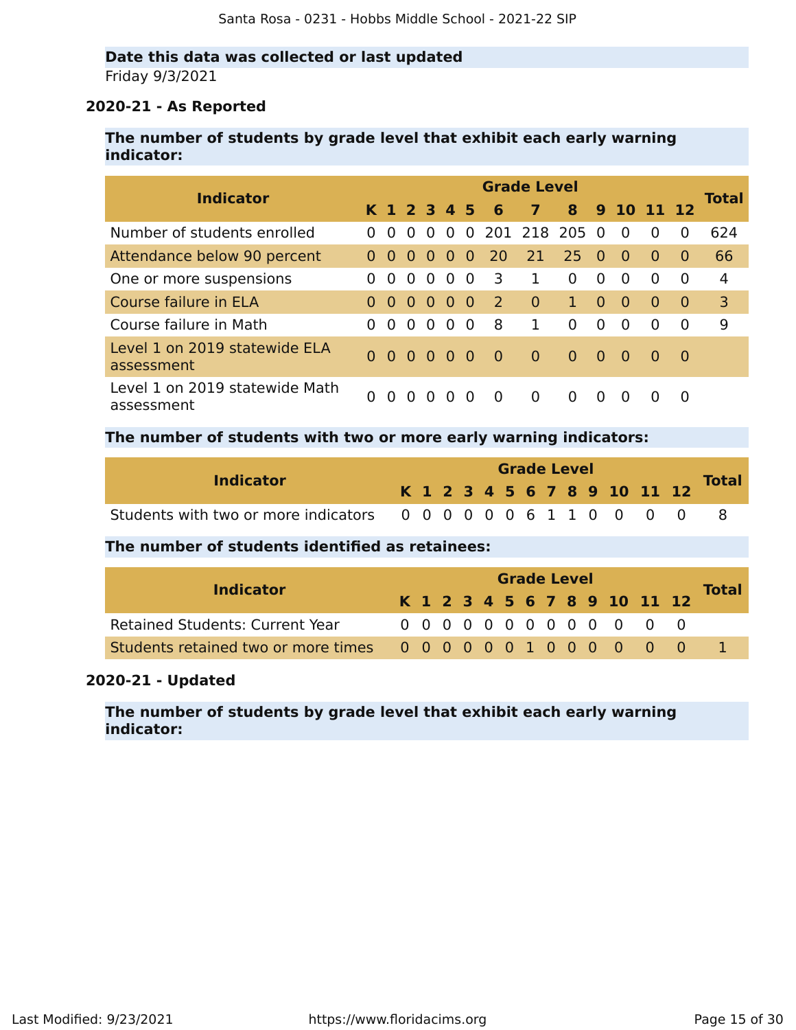**Date this data was collected or last updated**

Friday 9/3/2021

### 2020-21 - As Reported

**The number of students by grade level that exhibit each early warning indicator:**

| Indicator | Grade Level | | | | | | | | | | | | | Total |
|---|---|---|---|---|---|---|---|---|---|---|---|---|---|---|
| | K | 1 | 2 | 3 | 4 | 5 | 6 | 7 | 8 | 9 | 10 | 11 | 12 | |
| Number of students enrolled | 0 | 0 | 0 | 0 | 0 | 0 | 201 | 218 | 205 | 0 | 0 | 0 | 0 | 624 |
| Attendance below 90 percent | 0 | 0 | 0 | 0 | 0 | 0 | 20 | 21 | 25 | 0 | 0 | 0 | 0 | 66 |
| One or more suspensions | 0 | 0 | 0 | 0 | 0 | 0 | 3 | 1 | 0 | 0 | 0 | 0 | 0 | 4 |
| Course failure in ELA | 0 | 0 | 0 | 0 | 0 | 0 | 2 | 0 | 1 | 0 | 0 | 0 | 0 | 3 |
| Course failure in Math | 0 | 0 | 0 | 0 | 0 | 0 | 8 | 1 | 0 | 0 | 0 | 0 | 0 | 9 |
| Level 1 on 2019 statewide ELA assessment | 0 | 0 | 0 | 0 | 0 | 0 | 0 | 0 | 0 | 0 | 0 | 0 | 0 | |
| Level 1 on 2019 statewide Math assessment | 0 | 0 | 0 | 0 | 0 | 0 | 0 | 0 | 0 | 0 | 0 | 0 | 0 | |

**The number of students with two or more early warning indicators:**

| Indicator | Grade Level | | | | | | | | | | | | | Total |
|---|---|---|---|---|---|---|---|---|---|---|---|---|---|---|
| | K | 1 | 2 | 3 | 4 | 5 | 6 | 7 | 8 | 9 | 10 | 11 | 12 | |
| Students with two or more indicators | 0 | 0 | 0 | 0 | 0 | 0 | 6 | 1 | 1 | 0 | 0 | 0 | 0 | 8 |

**The number of students identified as retainees:**

| Indicator | Grade Level | | | | | | | | | | | | | Total |
|---|---|---|---|---|---|---|---|---|---|---|---|---|---|---|
| | K | 1 | 2 | 3 | 4 | 5 | 6 | 7 | 8 | 9 | 10 | 11 | 12 | |
| Retained Students: Current Year | 0 | 0 | 0 | 0 | 0 | 0 | 0 | 0 | 0 | 0 | 0 | 0 | 0 | |
| Students retained two or more times | 0 | 0 | 0 | 0 | 0 | 0 | 1 | 0 | 0 | 0 | 0 | 0 | 0 | 1 |

### 2020-21 - Updated

**The number of students by grade level that exhibit each early warning indicator:**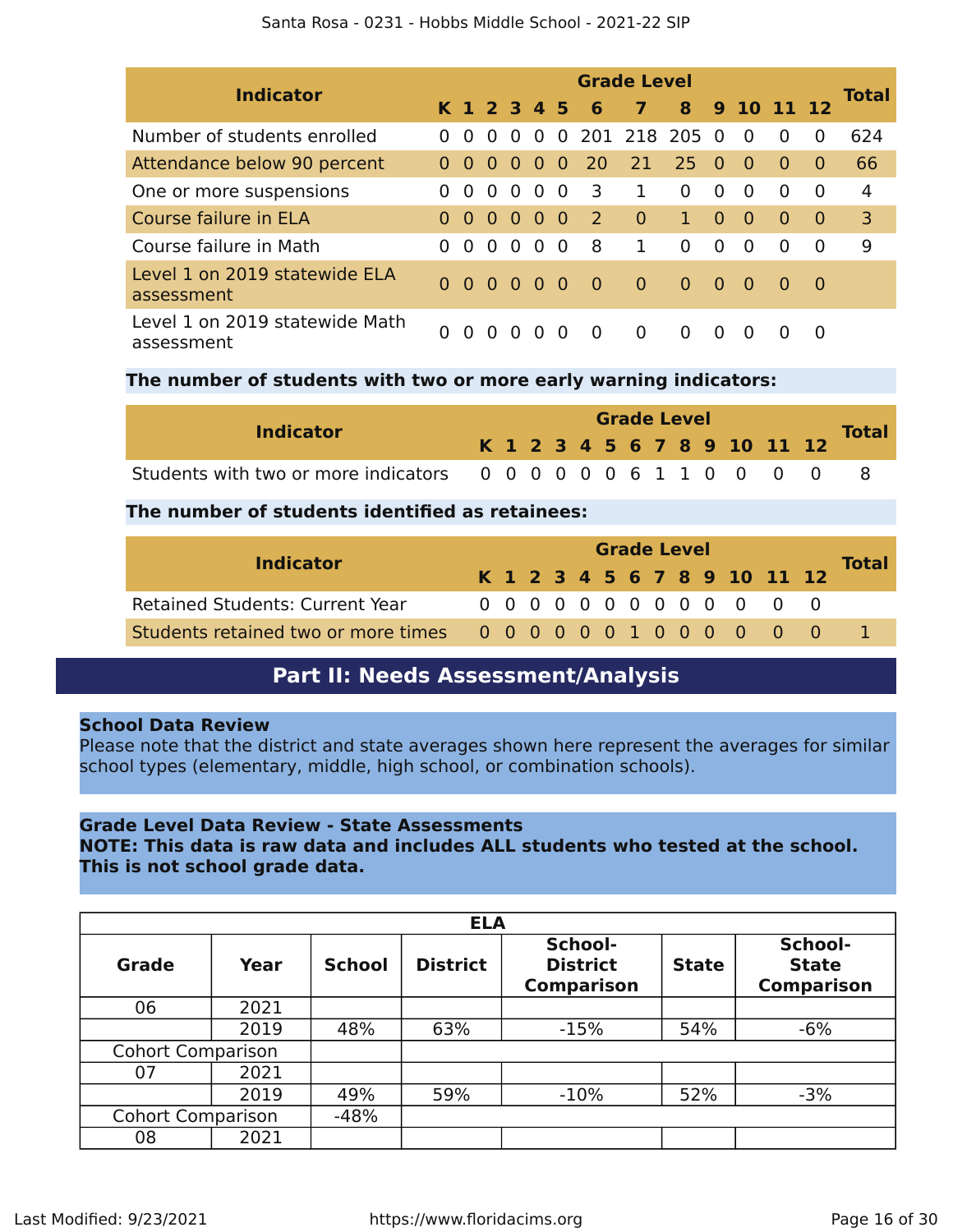| Indicator | Grade Level | | | | | | | | | | | | | Total |
|---|---|---|---|---|---|---|---|---|---|---|---|---|---|---|
| | K | 1 | 2 | 3 | 4 | 5 | 6 | 7 | 8 | 9 | 10 | 11 | 12 | |
| Number of students enrolled | 0 | 0 | 0 | 0 | 0 | 0 | 201 | 218 | 205 | 0 | 0 | 0 | 0 | 624 |
| Attendance below 90 percent | 0 | 0 | 0 | 0 | 0 | 0 | 20 | 21 | 25 | 0 | 0 | 0 | 0 | 66 |
| One or more suspensions | 0 | 0 | 0 | 0 | 0 | 0 | 3 | 1 | 0 | 0 | 0 | 0 | 0 | 4 |
| Course failure in ELA | 0 | 0 | 0 | 0 | 0 | 0 | 2 | 0 | 1 | 0 | 0 | 0 | 0 | 3 |
| Course failure in Math | 0 | 0 | 0 | 0 | 0 | 0 | 8 | 1 | 0 | 0 | 0 | 0 | 0 | 9 |
| Level 1 on 2019 statewide ELA assessment | 0 | 0 | 0 | 0 | 0 | 0 | 0 | 0 | 0 | 0 | 0 | 0 | 0 | |
| Level 1 on 2019 statewide Math assessment | 0 | 0 | 0 | 0 | 0 | 0 | 0 | 0 | 0 | 0 | 0 | 0 | 0 | |

**The number of students with two or more early warning indicators:**

| Indicator | Grade Level | | | | | | | | | | | | | Total |
|---|---|---|---|---|---|---|---|---|---|---|---|---|---|---|
| | K | 1 | 2 | 3 | 4 | 5 | 6 | 7 | 8 | 9 | 10 | 11 | 12 | |
| Students with two or more indicators | 0 | 0 | 0 | 0 | 0 | 0 | 6 | 1 | 1 | 0 | 0 | 0 | 0 | 8 |

**The number of students identified as retainees:**

| Indicator | Grade Level | | | | | | | | | | | | | Total |
|---|---|---|---|---|---|---|---|---|---|---|---|---|---|---|
| | K | 1 | 2 | 3 | 4 | 5 | 6 | 7 | 8 | 9 | 10 | 11 | 12 | |
| Retained Students: Current Year | 0 | 0 | 0 | 0 | 0 | 0 | 0 | 0 | 0 | 0 | 0 | 0 | 0 | |
| Students retained two or more times | 0 | 0 | 0 | 0 | 0 | 0 | 1 | 0 | 0 | 0 | 0 | 0 | 0 | 1 |

## Part II: Needs Assessment/Analysis

**School Data Review**
Please note that the district and state averages shown here represent the averages for similar school types (elementary, middle, high school, or combination schools).

**Grade Level Data Review - State Assessments**
**NOTE: This data is raw data and includes ALL students who tested at the school. This is not school grade data.**

| ELA | | | | | | |
|---|---|---|---|---|---|---|
| **Grade** | **Year** | **School** | **District** | **School-District Comparison** | **State** | **School-State Comparison** |
| 06 | 2021 | | | | | |
| | 2019 | 48% | 63% | -15% | 54% | -6% |
| Cohort Comparison | | | | | | |
| 07 | 2021 | | | | | |
| | 2019 | 49% | 59% | -10% | 52% | -3% |
| Cohort Comparison | | -48% | | | | |
| 08 | 2021 | | | | | |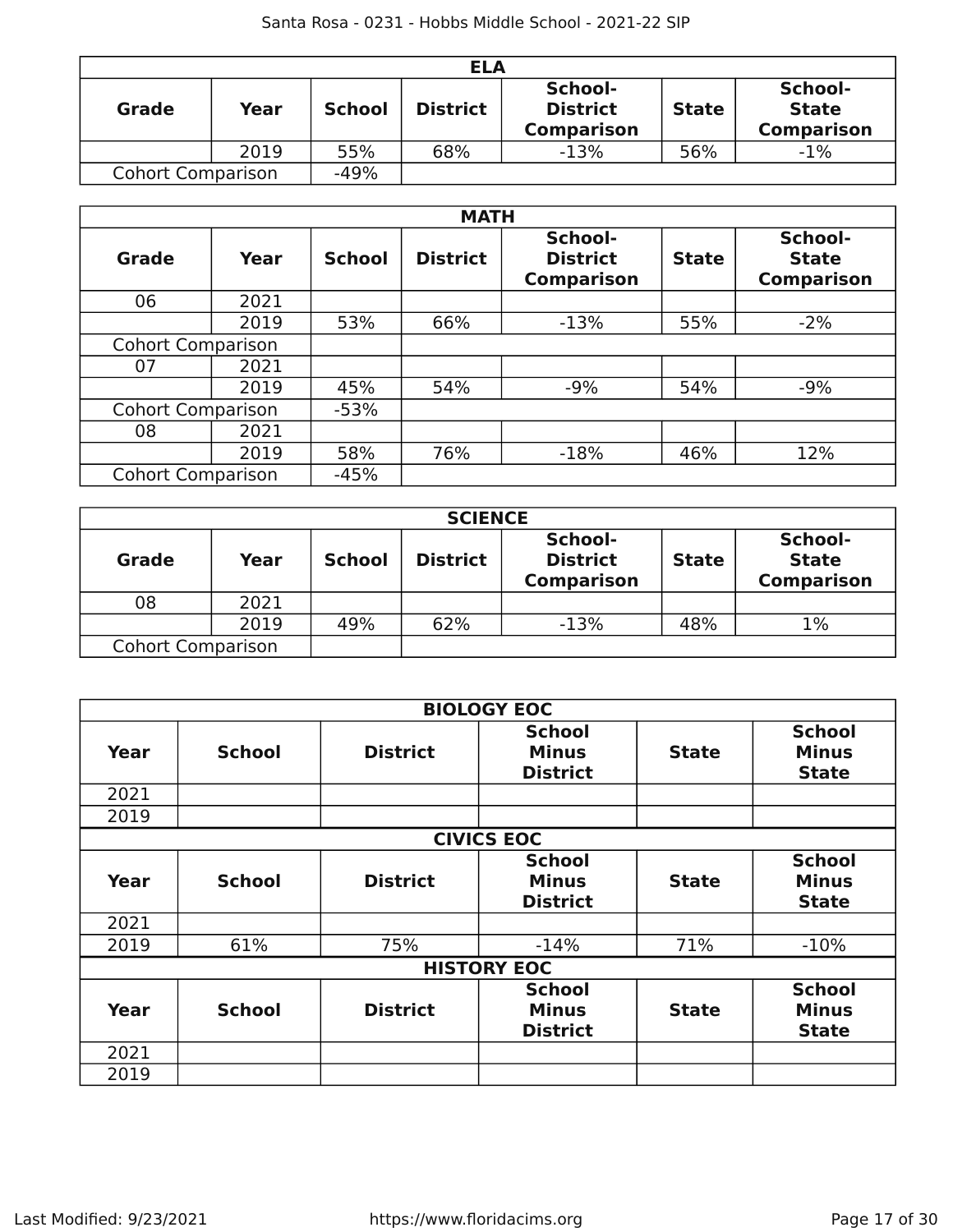| ELA | | | | | | |
|---|---|---|---|---|---|---|
| **Grade** | **Year** | **School** | **District** | **School-District Comparison** | **State** | **School-State Comparison** |
| | 2019 | 55% | 68% | -13% | 56% | -1% |
| Cohort Comparison | | -49% | | | | |

| MATH | | | | | | |
|---|---|---|---|---|---|---|
| **Grade** | **Year** | **School** | **District** | **School-District Comparison** | **State** | **School-State Comparison** |
| 06 | 2021 | | | | | |
| | 2019 | 53% | 66% | -13% | 55% | -2% |
| Cohort Comparison | | | | | | |
| 07 | 2021 | | | | | |
| | 2019 | 45% | 54% | -9% | 54% | -9% |
| Cohort Comparison | | -53% | | | | |
| 08 | 2021 | | | | | |
| | 2019 | 58% | 76% | -18% | 46% | 12% |
| Cohort Comparison | | -45% | | | | |

| SCIENCE | | | | | | |
|---|---|---|---|---|---|---|
| **Grade** | **Year** | **School** | **District** | **School-District Comparison** | **State** | **School-State Comparison** |
| 08 | 2021 | | | | | |
| | 2019 | 49% | 62% | -13% | 48% | 1% |
| Cohort Comparison | | | | | | |

| BIOLOGY EOC | | | | | |
|---|---|---|---|---|---|
| **Year** | **School** | **District** | **School Minus District** | **State** | **School Minus State** |
| 2021 | | | | | |
| 2019 | | | | | |

| CIVICS EOC | | | | | |
|---|---|---|---|---|---|
| **Year** | **School** | **District** | **School Minus District** | **State** | **School Minus State** |
| 2021 | | | | | |
| 2019 | 61% | 75% | -14% | 71% | -10% |

| HISTORY EOC | | | | | |
|---|---|---|---|---|---|
| **Year** | **School** | **District** | **School Minus District** | **State** | **School Minus State** |
| 2021 | | | | | |
| 2019 | | | | | |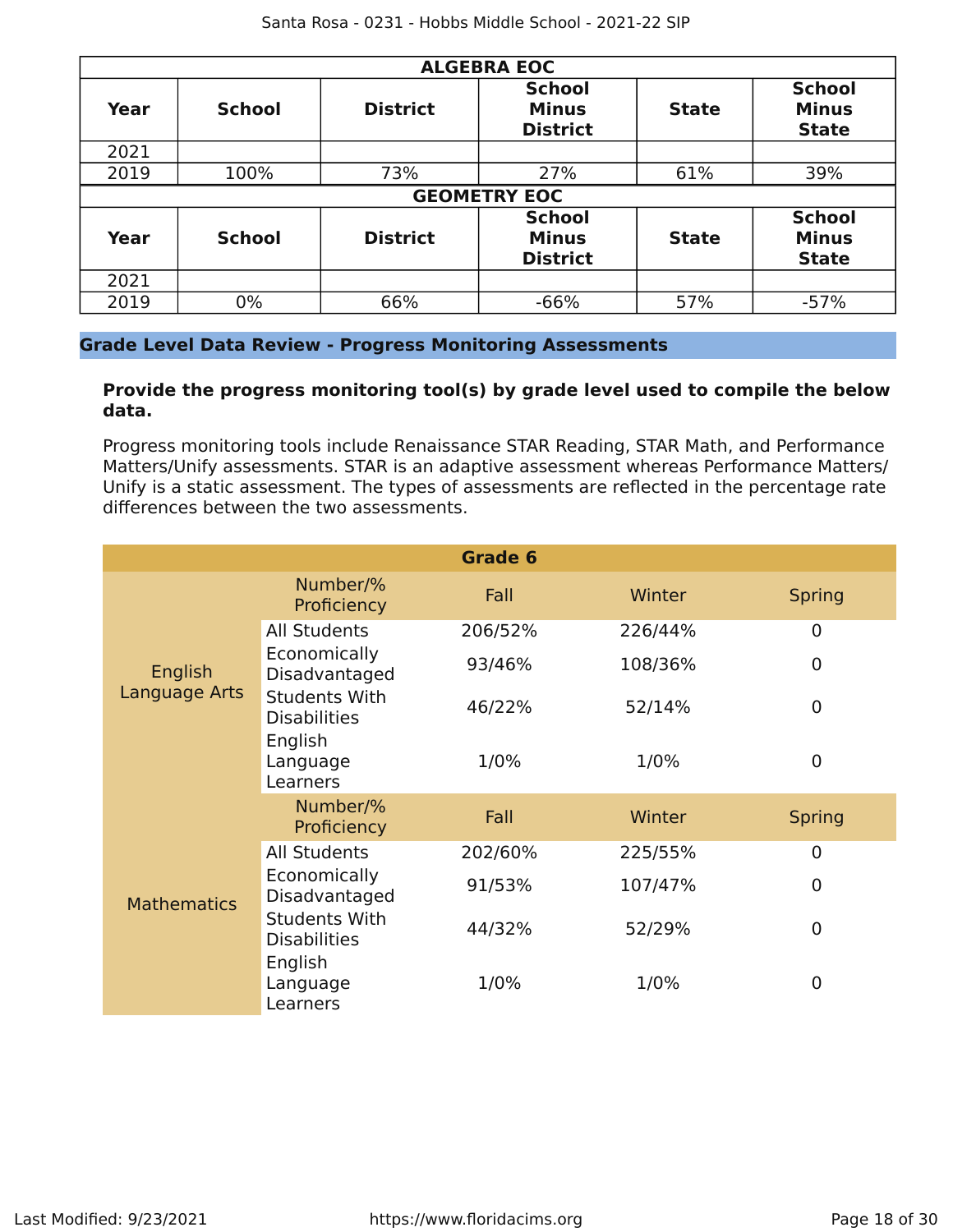| ALGEBRA EOC | | | | | |
|---|---|---|---|---|---|
| **Year** | **School** | **District** | **School Minus District** | **State** | **School Minus State** |
| 2021 | | | | | |
| 2019 | 100% | 73% | 27% | 61% | 39% |

| GEOMETRY EOC | | | | | |
|---|---|---|---|---|---|
| **Year** | **School** | **District** | **School Minus District** | **State** | **School Minus State** |
| 2021 | | | | | |
| 2019 | 0% | 66% | -66% | 57% | -57% |

## Grade Level Data Review - Progress Monitoring Assessments

**Provide the progress monitoring tool(s) by grade level used to compile the below data.**

Progress monitoring tools include Renaissance STAR Reading, STAR Math, and Performance Matters/Unify assessments. STAR is an adaptive assessment whereas Performance Matters/Unify is a static assessment. The types of assessments are reflected in the percentage rate differences between the two assessments.

| Grade 6 | | | | |
|---|---|---|---|---|
| English Language Arts | Number/% Proficiency | Fall | Winter | Spring |
| | All Students | 206/52% | 226/44% | 0 |
| | Economically Disadvantaged | 93/46% | 108/36% | 0 |
| | Students With Disabilities | 46/22% | 52/14% | 0 |
| | English Language Learners | 1/0% | 1/0% | 0 |
| Mathematics | Number/% Proficiency | Fall | Winter | Spring |
| | All Students | 202/60% | 225/55% | 0 |
| | Economically Disadvantaged | 91/53% | 107/47% | 0 |
| | Students With Disabilities | 44/32% | 52/29% | 0 |
| | English Language Learners | 1/0% | 1/0% | 0 |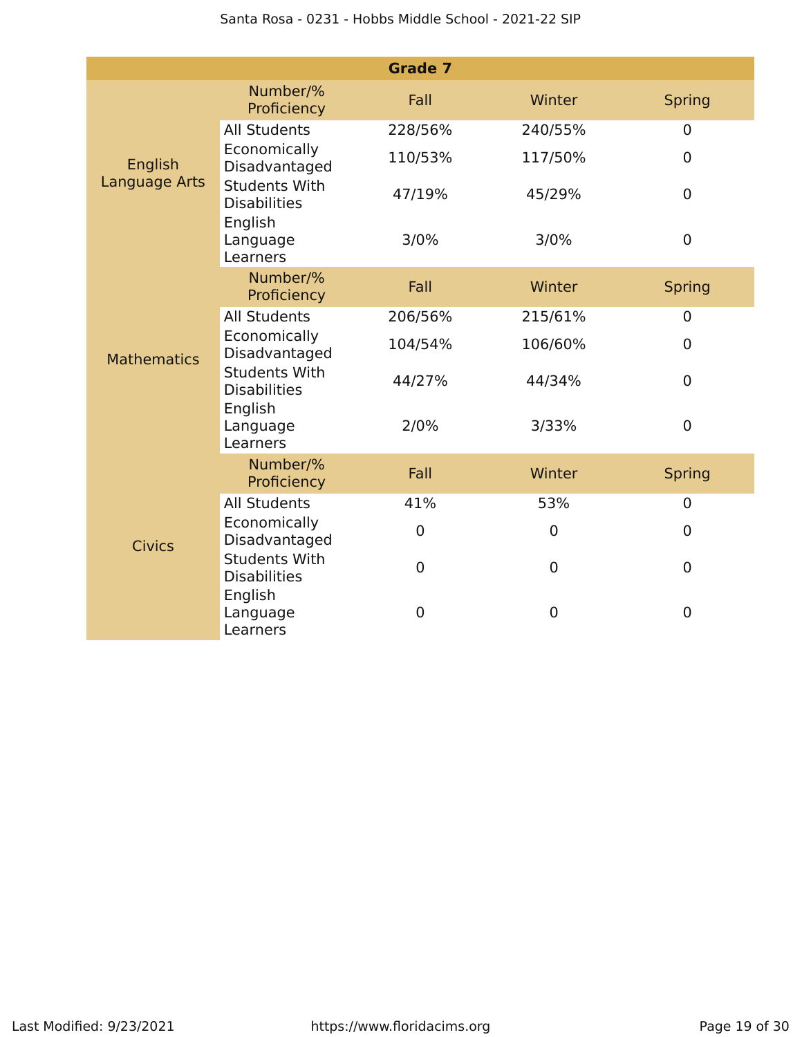| Grade 7 | | | | |
|---|---|---|---|---|
| | Number/% Proficiency | Fall | Winter | Spring |
| English Language Arts | All Students | 228/56% | 240/55% | 0 |
| | Economically Disadvantaged | 110/53% | 117/50% | 0 |
| | Students With Disabilities | 47/19% | 45/29% | 0 |
| | English Language Learners | 3/0% | 3/0% | 0 |
| | Number/% Proficiency | Fall | Winter | Spring |
| Mathematics | All Students | 206/56% | 215/61% | 0 |
| | Economically Disadvantaged | 104/54% | 106/60% | 0 |
| | Students With Disabilities | 44/27% | 44/34% | 0 |
| | English Language Learners | 2/0% | 3/33% | 0 |
| | Number/% Proficiency | Fall | Winter | Spring |
| Civics | All Students | 41% | 53% | 0 |
| | Economically Disadvantaged | 0 | 0 | 0 |
| | Students With Disabilities | 0 | 0 | 0 |
| | English Language Learners | 0 | 0 | 0 |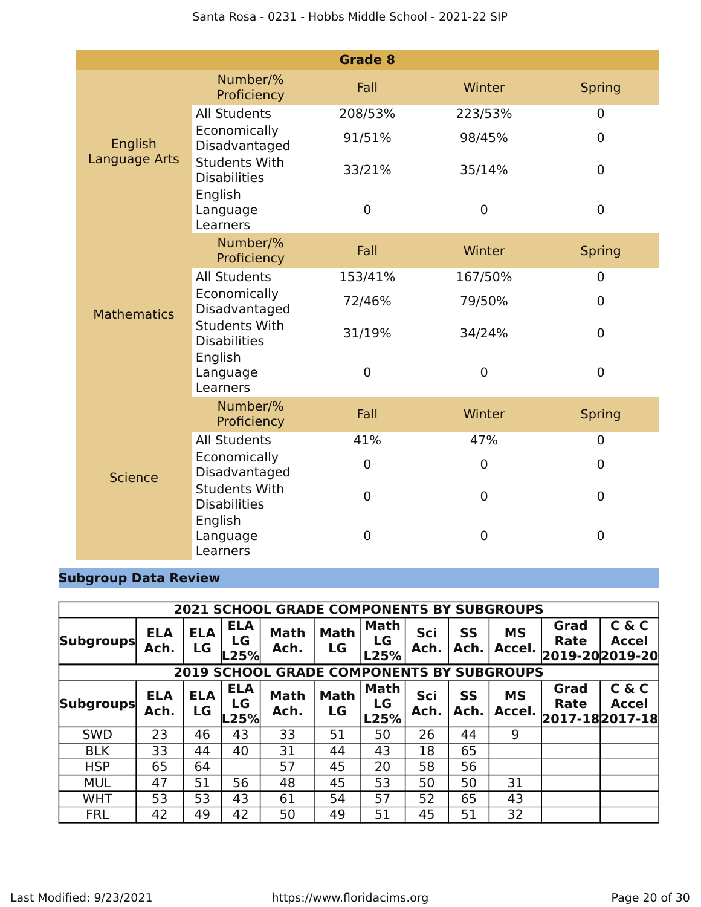| Grade 8 | | | | |
|---|---|---|---|---|
| English Language Arts | Number/% Proficiency | Fall | Winter | Spring |
| | All Students | 208/53% | 223/53% | 0 |
| | Economically Disadvantaged | 91/51% | 98/45% | 0 |
| | Students With Disabilities | 33/21% | 35/14% | 0 |
| | English Language Learners | 0 | 0 | 0 |
| Mathematics | Number/% Proficiency | Fall | Winter | Spring |
| | All Students | 153/41% | 167/50% | 0 |
| | Economically Disadvantaged | 72/46% | 79/50% | 0 |
| | Students With Disabilities | 31/19% | 34/24% | 0 |
| | English Language Learners | 0 | 0 | 0 |
| Science | Number/% Proficiency | Fall | Winter | Spring |
| | All Students | 41% | 47% | 0 |
| | Economically Disadvantaged | 0 | 0 | 0 |
| | Students With Disabilities | 0 | 0 | 0 |
| | English Language Learners | 0 | 0 | 0 |

## Subgroup Data Review

**2021 SCHOOL GRADE COMPONENTS BY SUBGROUPS**

| Subgroups | ELA Ach. | ELA LG | ELA LG L25% | Math Ach. | Math LG | Math LG L25% | Sci Ach. | SS Ach. | MS Accel. | Grad Rate 2019-20 | C & C Accel 2019-20 |
|---|---|---|---|---|---|---|---|---|---|---|---|

**2019 SCHOOL GRADE COMPONENTS BY SUBGROUPS**

| Subgroups | ELA Ach. | ELA LG | ELA LG L25% | Math Ach. | Math LG | Math LG L25% | Sci Ach. | SS Ach. | MS Accel. | Grad Rate 2017-18 | C & C Accel 2017-18 |
|---|---|---|---|---|---|---|---|---|---|---|---|
| SWD | 23 | 46 | 43 | 33 | 51 | 50 | 26 | 44 | 9 | | |
| BLK | 33 | 44 | 40 | 31 | 44 | 43 | 18 | 65 | | | |
| HSP | 65 | 64 | | 57 | 45 | 20 | 58 | 56 | | | |
| MUL | 47 | 51 | 56 | 48 | 45 | 53 | 50 | 50 | 31 | | |
| WHT | 53 | 53 | 43 | 61 | 54 | 57 | 52 | 65 | 43 | | |
| FRL | 42 | 49 | 42 | 50 | 49 | 51 | 45 | 51 | 32 | | |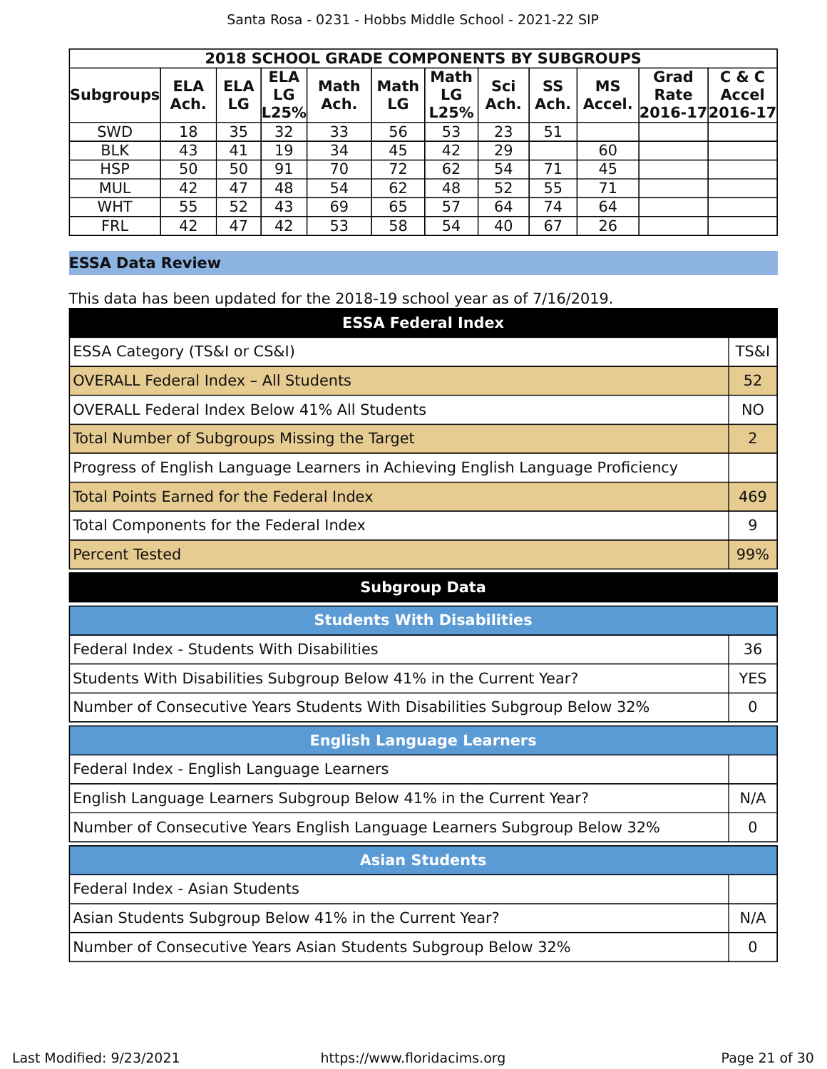| 2018 SCHOOL GRADE COMPONENTS BY SUBGROUPS | | | | | | | | | | | |
|---|---|---|---|---|---|---|---|---|---|---|---|
| Subgroups | ELA Ach. | ELA LG | ELA LG L25% | Math Ach. | Math LG | Math LG L25% | Sci Ach. | SS Ach. | MS Accel. | Grad Rate 2016-17 | C & C Accel 2016-17 |
| SWD | 18 | 35 | 32 | 33 | 56 | 53 | 23 | 51 | | | |
| BLK | 43 | 41 | 19 | 34 | 45 | 42 | 29 | | 60 | | |
| HSP | 50 | 50 | 91 | 70 | 72 | 62 | 54 | 71 | 45 | | |
| MUL | 42 | 47 | 48 | 54 | 62 | 48 | 52 | 55 | 71 | | |
| WHT | 55 | 52 | 43 | 69 | 65 | 57 | 64 | 74 | 64 | | |
| FRL | 42 | 47 | 42 | 53 | 58 | 54 | 40 | 67 | 26 | | |

## ESSA Data Review

This data has been updated for the 2018-19 school year as of 7/16/2019.

| ESSA Federal Index | |
|---|---|
| ESSA Category (TS&I or CS&I) | TS&I |
| OVERALL Federal Index – All Students | 52 |
| OVERALL Federal Index Below 41% All Students | NO |
| Total Number of Subgroups Missing the Target | 2 |
| Progress of English Language Learners in Achieving English Language Proficiency | |
| Total Points Earned for the Federal Index | 469 |
| Total Components for the Federal Index | 9 |
| Percent Tested | 99% |

### Subgroup Data

| Students With Disabilities | |
|---|---|
| Federal Index - Students With Disabilities | 36 |
| Students With Disabilities Subgroup Below 41% in the Current Year? | YES |
| Number of Consecutive Years Students With Disabilities Subgroup Below 32% | 0 |

| English Language Learners | |
|---|---|
| Federal Index - English Language Learners | |
| English Language Learners Subgroup Below 41% in the Current Year? | N/A |
| Number of Consecutive Years English Language Learners Subgroup Below 32% | 0 |

| Asian Students | |
|---|---|
| Federal Index - Asian Students | |
| Asian Students Subgroup Below 41% in the Current Year? | N/A |
| Number of Consecutive Years Asian Students Subgroup Below 32% | 0 |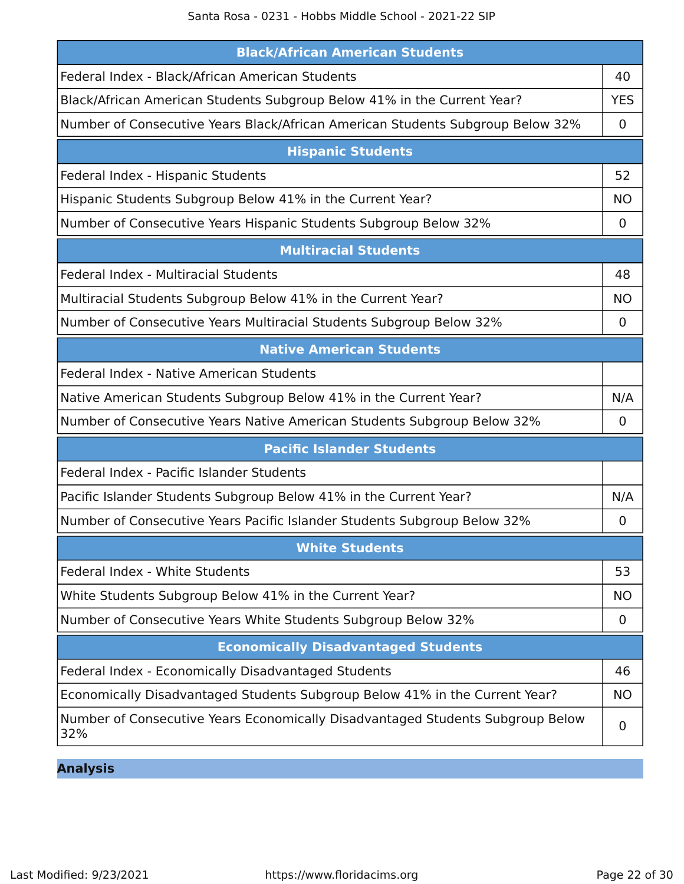| Black/African American Students | |
|---|---|
| Federal Index - Black/African American Students | 40 |
| Black/African American Students Subgroup Below 41% in the Current Year? | YES |
| Number of Consecutive Years Black/African American Students Subgroup Below 32% | 0 |

| Hispanic Students | |
|---|---|
| Federal Index - Hispanic Students | 52 |
| Hispanic Students Subgroup Below 41% in the Current Year? | NO |
| Number of Consecutive Years Hispanic Students Subgroup Below 32% | 0 |

| Multiracial Students | |
|---|---|
| Federal Index - Multiracial Students | 48 |
| Multiracial Students Subgroup Below 41% in the Current Year? | NO |
| Number of Consecutive Years Multiracial Students Subgroup Below 32% | 0 |

| Native American Students | |
|---|---|
| Federal Index - Native American Students | |
| Native American Students Subgroup Below 41% in the Current Year? | N/A |
| Number of Consecutive Years Native American Students Subgroup Below 32% | 0 |

| Pacific Islander Students | |
|---|---|
| Federal Index - Pacific Islander Students | |
| Pacific Islander Students Subgroup Below 41% in the Current Year? | N/A |
| Number of Consecutive Years Pacific Islander Students Subgroup Below 32% | 0 |

| White Students | |
|---|---|
| Federal Index - White Students | 53 |
| White Students Subgroup Below 41% in the Current Year? | NO |
| Number of Consecutive Years White Students Subgroup Below 32% | 0 |

| Economically Disadvantaged Students | |
|---|---|
| Federal Index - Economically Disadvantaged Students | 46 |
| Economically Disadvantaged Students Subgroup Below 41% in the Current Year? | NO |
| Number of Consecutive Years Economically Disadvantaged Students Subgroup Below 32% | 0 |

## Analysis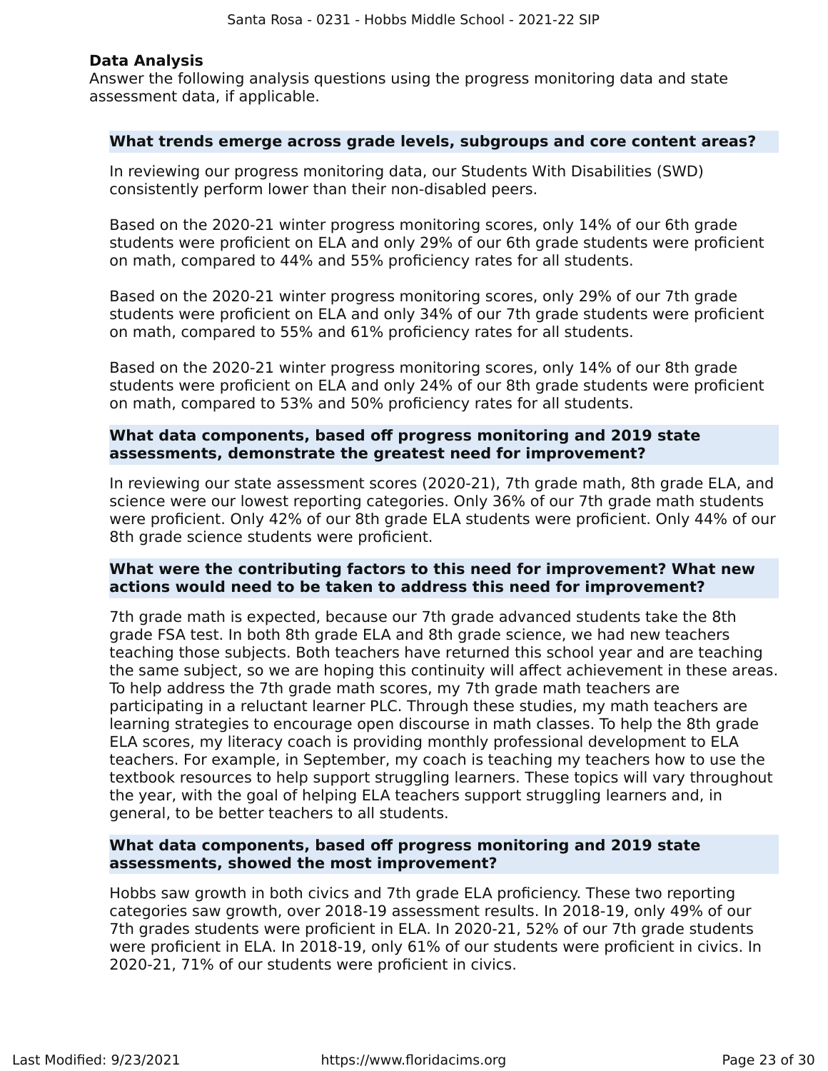## Data Analysis

Answer the following analysis questions using the progress monitoring data and state assessment data, if applicable.

### What trends emerge across grade levels, subgroups and core content areas?

In reviewing our progress monitoring data, our Students With Disabilities (SWD) consistently perform lower than their non-disabled peers.

Based on the 2020-21 winter progress monitoring scores, only 14% of our 6th grade students were proficient on ELA and only 29% of our 6th grade students were proficient on math, compared to 44% and 55% proficiency rates for all students.

Based on the 2020-21 winter progress monitoring scores, only 29% of our 7th grade students were proficient on ELA and only 34% of our 7th grade students were proficient on math, compared to 55% and 61% proficiency rates for all students.

Based on the 2020-21 winter progress monitoring scores, only 14% of our 8th grade students were proficient on ELA and only 24% of our 8th grade students were proficient on math, compared to 53% and 50% proficiency rates for all students.

### What data components, based off progress monitoring and 2019 state assessments, demonstrate the greatest need for improvement?

In reviewing our state assessment scores (2020-21), 7th grade math, 8th grade ELA, and science were our lowest reporting categories. Only 36% of our 7th grade math students were proficient. Only 42% of our 8th grade ELA students were proficient. Only 44% of our 8th grade science students were proficient.

### What were the contributing factors to this need for improvement? What new actions would need to be taken to address this need for improvement?

7th grade math is expected, because our 7th grade advanced students take the 8th grade FSA test. In both 8th grade ELA and 8th grade science, we had new teachers teaching those subjects. Both teachers have returned this school year and are teaching the same subject, so we are hoping this continuity will affect achievement in these areas. To help address the 7th grade math scores, my 7th grade math teachers are participating in a reluctant learner PLC. Through these studies, my math teachers are learning strategies to encourage open discourse in math classes. To help the 8th grade ELA scores, my literacy coach is providing monthly professional development to ELA teachers. For example, in September, my coach is teaching my teachers how to use the textbook resources to help support struggling learners. These topics will vary throughout the year, with the goal of helping ELA teachers support struggling learners and, in general, to be better teachers to all students.

### What data components, based off progress monitoring and 2019 state assessments, showed the most improvement?

Hobbs saw growth in both civics and 7th grade ELA proficiency. These two reporting categories saw growth, over 2018-19 assessment results. In 2018-19, only 49% of our 7th grades students were proficient in ELA. In 2020-21, 52% of our 7th grade students were proficient in ELA. In 2018-19, only 61% of our students were proficient in civics. In 2020-21, 71% of our students were proficient in civics.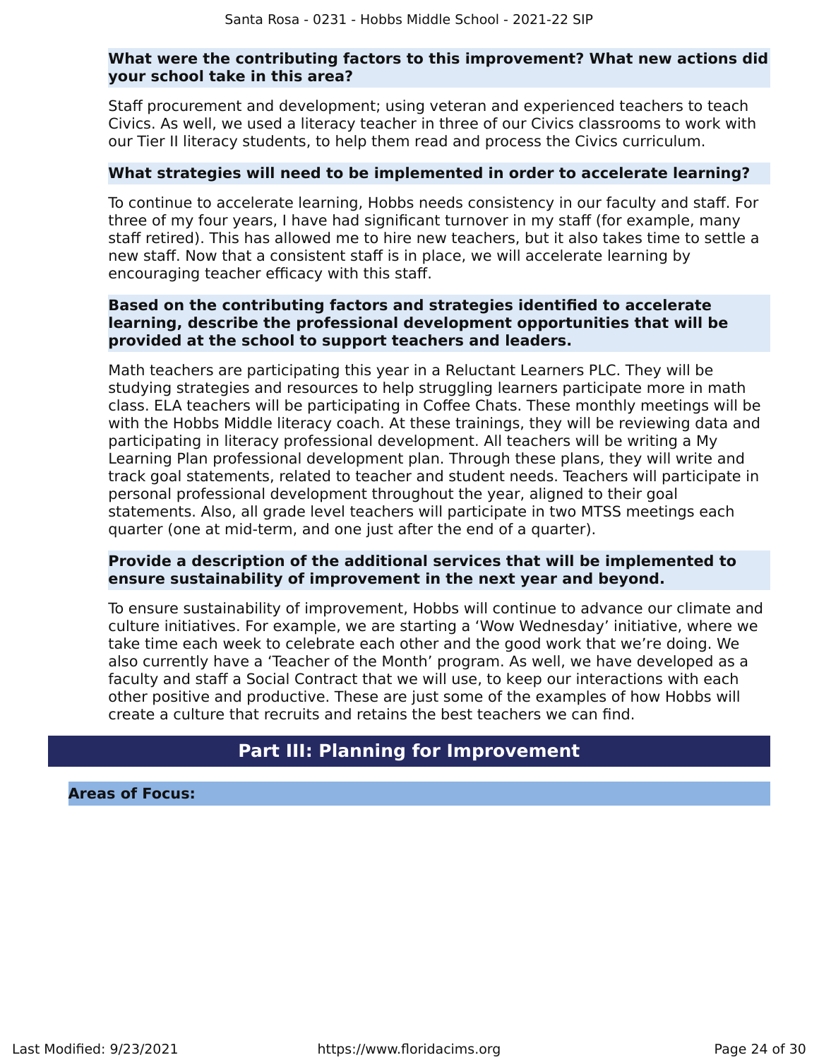**What were the contributing factors to this improvement? What new actions did your school take in this area?**

Staff procurement and development; using veteran and experienced teachers to teach Civics. As well, we used a literacy teacher in three of our Civics classrooms to work with our Tier II literacy students, to help them read and process the Civics curriculum.

**What strategies will need to be implemented in order to accelerate learning?**

To continue to accelerate learning, Hobbs needs consistency in our faculty and staff. For three of my four years, I have had significant turnover in my staff (for example, many staff retired). This has allowed me to hire new teachers, but it also takes time to settle a new staff. Now that a consistent staff is in place, we will accelerate learning by encouraging teacher efficacy with this staff.

**Based on the contributing factors and strategies identified to accelerate learning, describe the professional development opportunities that will be provided at the school to support teachers and leaders.**

Math teachers are participating this year in a Reluctant Learners PLC. They will be studying strategies and resources to help struggling learners participate more in math class. ELA teachers will be participating in Coffee Chats. These monthly meetings will be with the Hobbs Middle literacy coach. At these trainings, they will be reviewing data and participating in literacy professional development. All teachers will be writing a My Learning Plan professional development plan. Through these plans, they will write and track goal statements, related to teacher and student needs. Teachers will participate in personal professional development throughout the year, aligned to their goal statements. Also, all grade level teachers will participate in two MTSS meetings each quarter (one at mid-term, and one just after the end of a quarter).

**Provide a description of the additional services that will be implemented to ensure sustainability of improvement in the next year and beyond.**

To ensure sustainability of improvement, Hobbs will continue to advance our climate and culture initiatives. For example, we are starting a ‘Wow Wednesday’ initiative, where we take time each week to celebrate each other and the good work that we’re doing. We also currently have a ‘Teacher of the Month’ program. As well, we have developed as a faculty and staff a Social Contract that we will use, to keep our interactions with each other positive and productive. These are just some of the examples of how Hobbs will create a culture that recruits and retains the best teachers we can find.

## Part III: Planning for Improvement

**Areas of Focus:**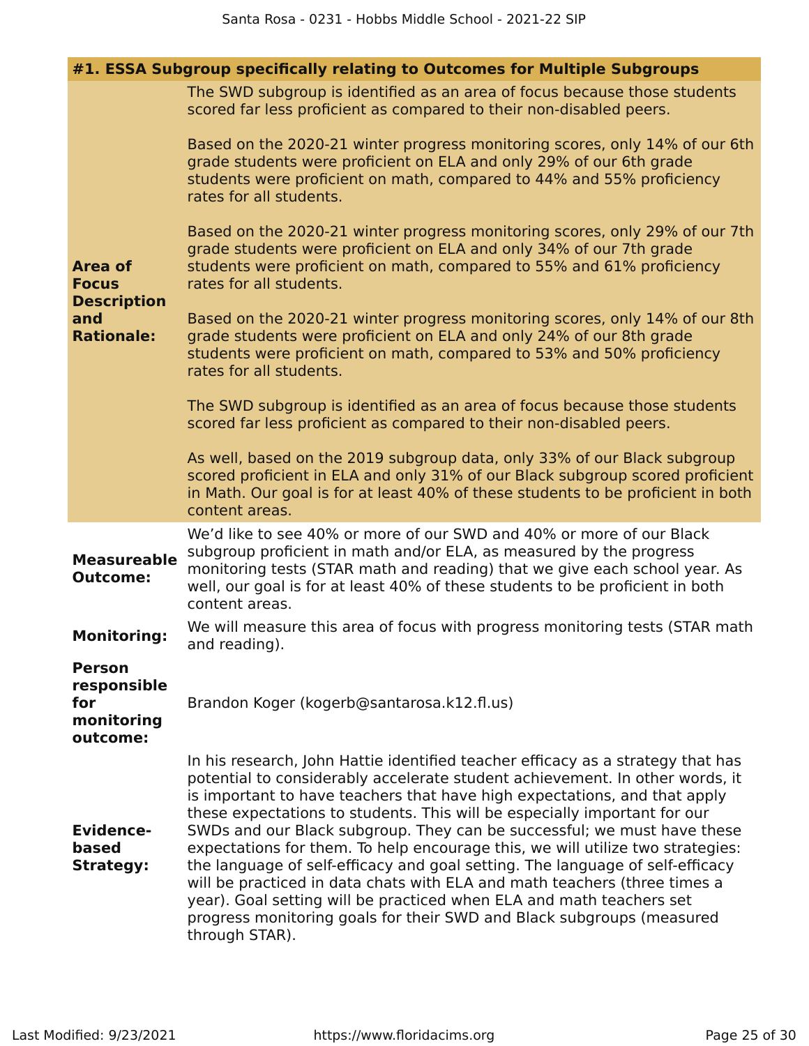#### #1. ESSA Subgroup specifically relating to Outcomes for Multiple Subgroups

**Area of Focus Description and Rationale:**

The SWD subgroup is identified as an area of focus because those students scored far less proficient as compared to their non-disabled peers.

Based on the 2020-21 winter progress monitoring scores, only 14% of our 6th grade students were proficient on ELA and only 29% of our 6th grade students were proficient on math, compared to 44% and 55% proficiency rates for all students.

Based on the 2020-21 winter progress monitoring scores, only 29% of our 7th grade students were proficient on ELA and only 34% of our 7th grade students were proficient on math, compared to 55% and 61% proficiency rates for all students.

Based on the 2020-21 winter progress monitoring scores, only 14% of our 8th grade students were proficient on ELA and only 24% of our 8th grade students were proficient on math, compared to 53% and 50% proficiency rates for all students.

The SWD subgroup is identified as an area of focus because those students scored far less proficient as compared to their non-disabled peers.

As well, based on the 2019 subgroup data, only 33% of our Black subgroup scored proficient in ELA and only 31% of our Black subgroup scored proficient in Math. Our goal is for at least 40% of these students to be proficient in both content areas.

**Measureable Outcome:**

We'd like to see 40% or more of our SWD and 40% or more of our Black subgroup proficient in math and/or ELA, as measured by the progress monitoring tests (STAR math and reading) that we give each school year. As well, our goal is for at least 40% of these students to be proficient in both content areas.

**Monitoring:**

We will measure this area of focus with progress monitoring tests (STAR math and reading).

**Person responsible for monitoring outcome:**

Brandon Koger (kogerb@santarosa.k12.fl.us)

**Evidence-based Strategy:**

In his research, John Hattie identified teacher efficacy as a strategy that has potential to considerably accelerate student achievement. In other words, it is important to have teachers that have high expectations, and that apply these expectations to students. This will be especially important for our SWDs and our Black subgroup. They can be successful; we must have these expectations for them. To help encourage this, we will utilize two strategies: the language of self-efficacy and goal setting. The language of self-efficacy will be practiced in data chats with ELA and math teachers (three times a year). Goal setting will be practiced when ELA and math teachers set progress monitoring goals for their SWD and Black subgroups (measured through STAR).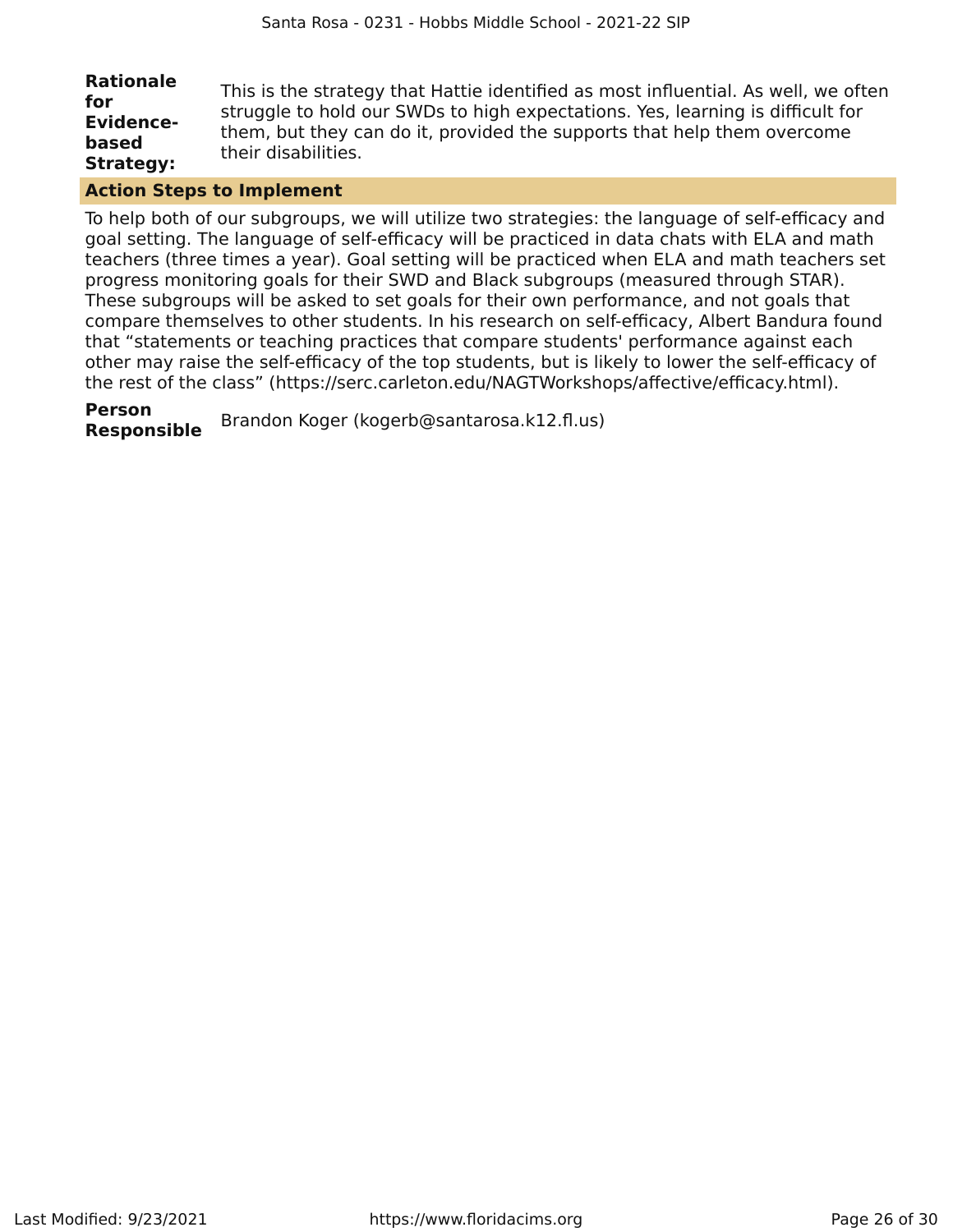**Rationale for Evidence-based Strategy:** This is the strategy that Hattie identified as most influential. As well, we often struggle to hold our SWDs to high expectations. Yes, learning is difficult for them, but they can do it, provided the supports that help them overcome their disabilities.

**Action Steps to Implement**

To help both of our subgroups, we will utilize two strategies: the language of self-efficacy and goal setting. The language of self-efficacy will be practiced in data chats with ELA and math teachers (three times a year). Goal setting will be practiced when ELA and math teachers set progress monitoring goals for their SWD and Black subgroups (measured through STAR). These subgroups will be asked to set goals for their own performance, and not goals that compare themselves to other students. In his research on self-efficacy, Albert Bandura found that "statements or teaching practices that compare students' performance against each other may raise the self-efficacy of the top students, but is likely to lower the self-efficacy of the rest of the class" (https://serc.carleton.edu/NAGTWorkshops/affective/efficacy.html).

**Person Responsible** Brandon Koger (kogerb@santarosa.k12.fl.us)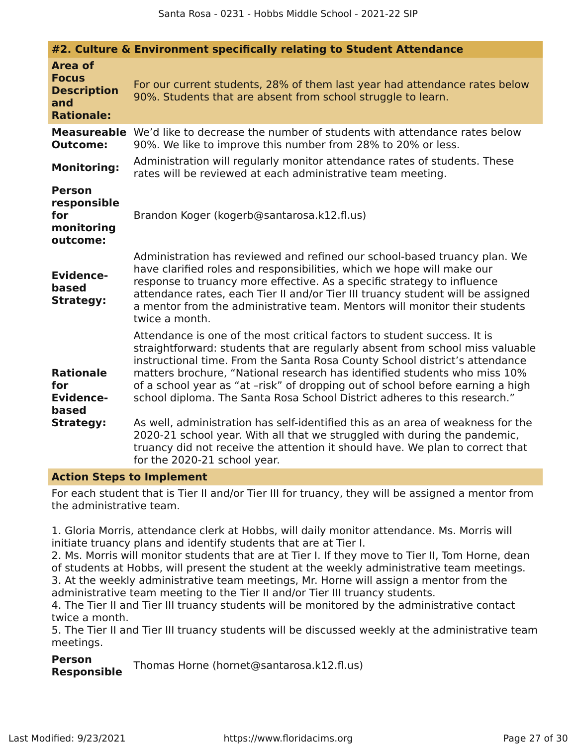## #2. Culture & Environment specifically relating to Student Attendance

**Area of Focus Description and Rationale:** For our current students, 28% of them last year had attendance rates below 90%. Students that are absent from school struggle to learn.

**Measureable Outcome:** We'd like to decrease the number of students with attendance rates below 90%. We like to improve this number from 28% to 20% or less.

**Monitoring:** Administration will regularly monitor attendance rates of students. These rates will be reviewed at each administrative team meeting.

**Person responsible for monitoring outcome:** Brandon Koger (kogerb@santarosa.k12.fl.us)

**Evidence-based Strategy:** Administration has reviewed and refined our school-based truancy plan. We have clarified roles and responsibilities, which we hope will make our response to truancy more effective. As a specific strategy to influence attendance rates, each Tier II and/or Tier III truancy student will be assigned a mentor from the administrative team. Mentors will monitor their students twice a month.

**Rationale for Evidence-based Strategy:** Attendance is one of the most critical factors to student success. It is straightforward: students that are regularly absent from school miss valuable instructional time. From the Santa Rosa County School district's attendance matters brochure, "National research has identified students who miss 10% of a school year as "at –risk" of dropping out of school before earning a high school diploma. The Santa Rosa School District adheres to this research."

As well, administration has self-identified this as an area of weakness for the 2020-21 school year. With all that we struggled with during the pandemic, truancy did not receive the attention it should have. We plan to correct that for the 2020-21 school year.

### Action Steps to Implement

For each student that is Tier II and/or Tier III for truancy, they will be assigned a mentor from the administrative team.

1. Gloria Morris, attendance clerk at Hobbs, will daily monitor attendance. Ms. Morris will initiate truancy plans and identify students that are at Tier I.
2. Ms. Morris will monitor students that are at Tier I. If they move to Tier II, Tom Horne, dean of students at Hobbs, will present the student at the weekly administrative team meetings.
3. At the weekly administrative team meetings, Mr. Horne will assign a mentor from the administrative team meeting to the Tier II and/or Tier III truancy students.
4. The Tier II and Tier III truancy students will be monitored by the administrative contact twice a month.
5. The Tier II and Tier III truancy students will be discussed weekly at the administrative team meetings.

**Person Responsible:** Thomas Horne (hornet@santarosa.k12.fl.us)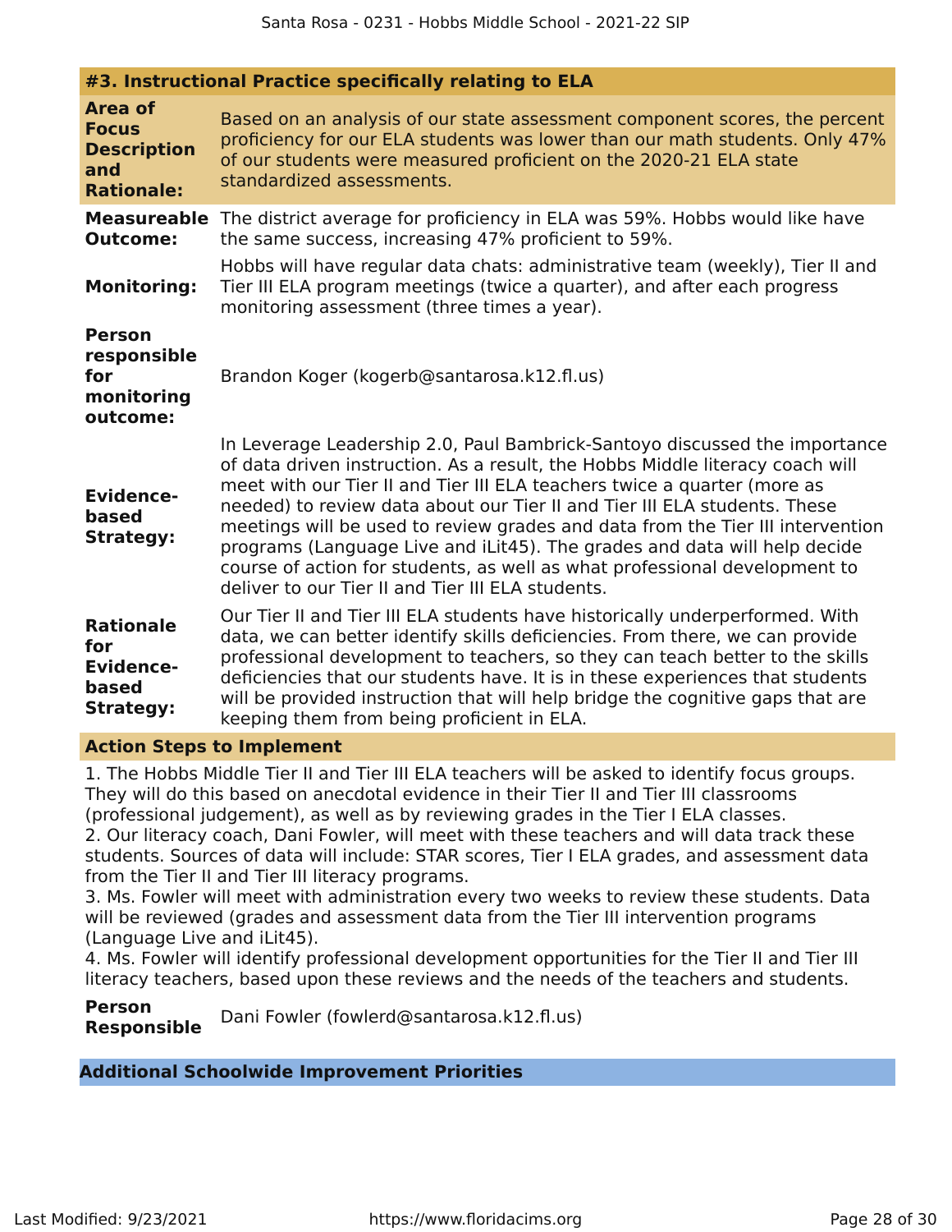#### #3. Instructional Practice specifically relating to ELA

| | |
|---|---|
| **Area of Focus Description and Rationale:** | Based on an analysis of our state assessment component scores, the percent proficiency for our ELA students was lower than our math students. Only 47% of our students were measured proficient on the 2020-21 ELA state standardized assessments. |
| **Measureable Outcome:** | The district average for proficiency in ELA was 59%. Hobbs would like have the same success, increasing 47% proficient to 59%. |
| **Monitoring:** | Hobbs will have regular data chats: administrative team (weekly), Tier II and Tier III ELA program meetings (twice a quarter), and after each progress monitoring assessment (three times a year). |
| **Person responsible for monitoring outcome:** | Brandon Koger (kogerb@santarosa.k12.fl.us) |
| **Evidence-based Strategy:** | In Leverage Leadership 2.0, Paul Bambrick-Santoyo discussed the importance of data driven instruction. As a result, the Hobbs Middle literacy coach will meet with our Tier II and Tier III ELA teachers twice a quarter (more as needed) to review data about our Tier II and Tier III ELA students. These meetings will be used to review grades and data from the Tier III intervention programs (Language Live and iLit45). The grades and data will help decide course of action for students, as well as what professional development to deliver to our Tier II and Tier III ELA students. |
| **Rationale for Evidence-based Strategy:** | Our Tier II and Tier III ELA students have historically underperformed. With data, we can better identify skills deficiencies. From there, we can provide professional development to teachers, so they can teach better to the skills deficiencies that our students have. It is in these experiences that students will be provided instruction that will help bridge the cognitive gaps that are keeping them from being proficient in ELA. |

**Action Steps to Implement**

1. The Hobbs Middle Tier II and Tier III ELA teachers will be asked to identify focus groups. They will do this based on anecdotal evidence in their Tier II and Tier III classrooms (professional judgement), as well as by reviewing grades in the Tier I ELA classes.
2. Our literacy coach, Dani Fowler, will meet with these teachers and will data track these students. Sources of data will include: STAR scores, Tier I ELA grades, and assessment data from the Tier II and Tier III literacy programs.
3. Ms. Fowler will meet with administration every two weeks to review these students. Data will be reviewed (grades and assessment data from the Tier III intervention programs (Language Live and iLit45).
4. Ms. Fowler will identify professional development opportunities for the Tier II and Tier III literacy teachers, based upon these reviews and the needs of the teachers and students.

**Person Responsible** Dani Fowler (fowlerd@santarosa.k12.fl.us)

### Additional Schoolwide Improvement Priorities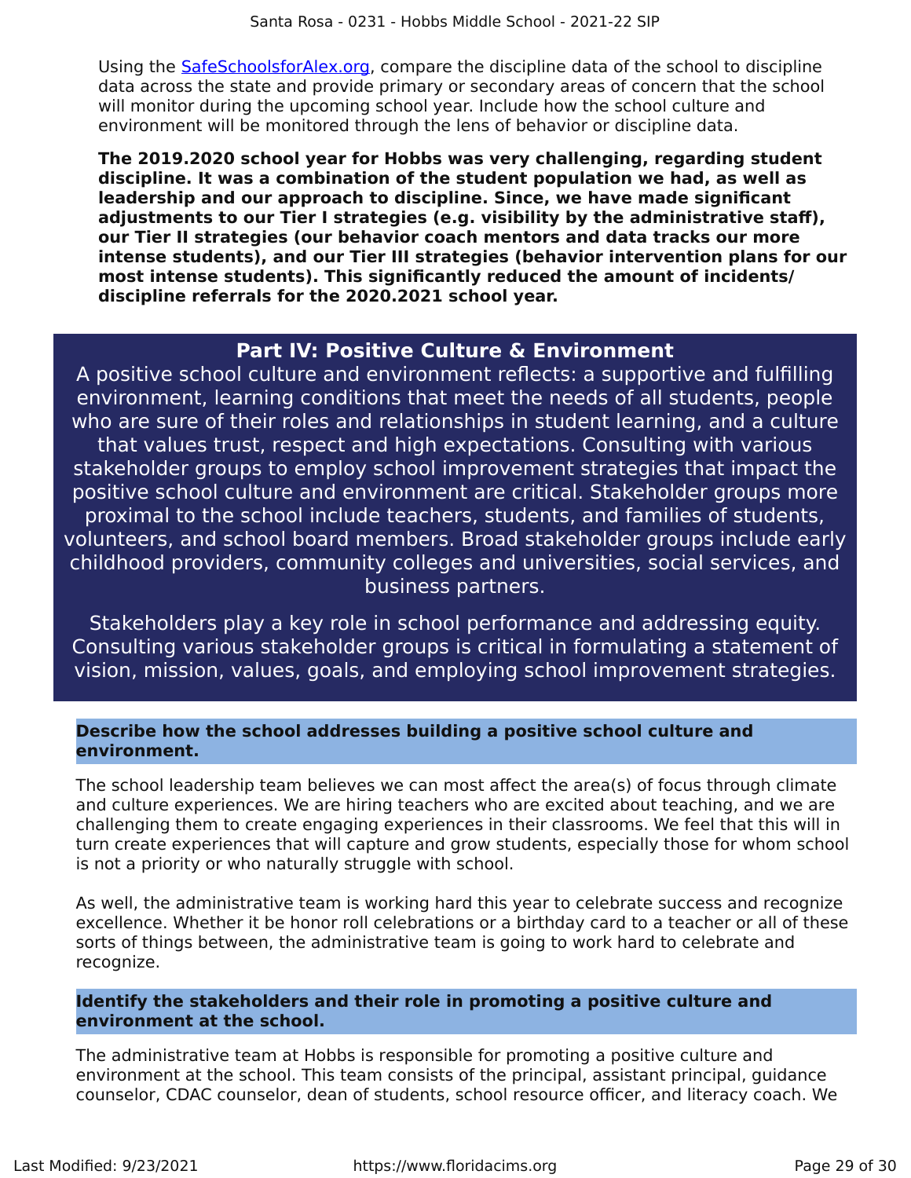Using the [SafeSchoolsforAlex.org](https://SafeSchoolsforAlex.org), compare the discipline data of the school to discipline data across the state and provide primary or secondary areas of concern that the school will monitor during the upcoming school year. Include how the school culture and environment will be monitored through the lens of behavior or discipline data.

**The 2019.2020 school year for Hobbs was very challenging, regarding student discipline. It was a combination of the student population we had, as well as leadership and our approach to discipline. Since, we have made significant adjustments to our Tier I strategies (e.g. visibility by the administrative staff), our Tier II strategies (our behavior coach mentors and data tracks our more intense students), and our Tier III strategies (behavior intervention plans for our most intense students). This significantly reduced the amount of incidents/ discipline referrals for the 2020.2021 school year.**

## Part IV: Positive Culture & Environment

A positive school culture and environment reflects: a supportive and fulfilling environment, learning conditions that meet the needs of all students, people who are sure of their roles and relationships in student learning, and a culture that values trust, respect and high expectations. Consulting with various stakeholder groups to employ school improvement strategies that impact the positive school culture and environment are critical. Stakeholder groups more proximal to the school include teachers, students, and families of students, volunteers, and school board members. Broad stakeholder groups include early childhood providers, community colleges and universities, social services, and business partners.

Stakeholders play a key role in school performance and addressing equity. Consulting various stakeholder groups is critical in formulating a statement of vision, mission, values, goals, and employing school improvement strategies.

### Describe how the school addresses building a positive school culture and environment.

The school leadership team believes we can most affect the area(s) of focus through climate and culture experiences. We are hiring teachers who are excited about teaching, and we are challenging them to create engaging experiences in their classrooms. We feel that this will in turn create experiences that will capture and grow students, especially those for whom school is not a priority or who naturally struggle with school.

As well, the administrative team is working hard this year to celebrate success and recognize excellence. Whether it be honor roll celebrations or a birthday card to a teacher or all of these sorts of things between, the administrative team is going to work hard to celebrate and recognize.

### Identify the stakeholders and their role in promoting a positive culture and environment at the school.

The administrative team at Hobbs is responsible for promoting a positive culture and environment at the school. This team consists of the principal, assistant principal, guidance counselor, CDAC counselor, dean of students, school resource officer, and literacy coach. We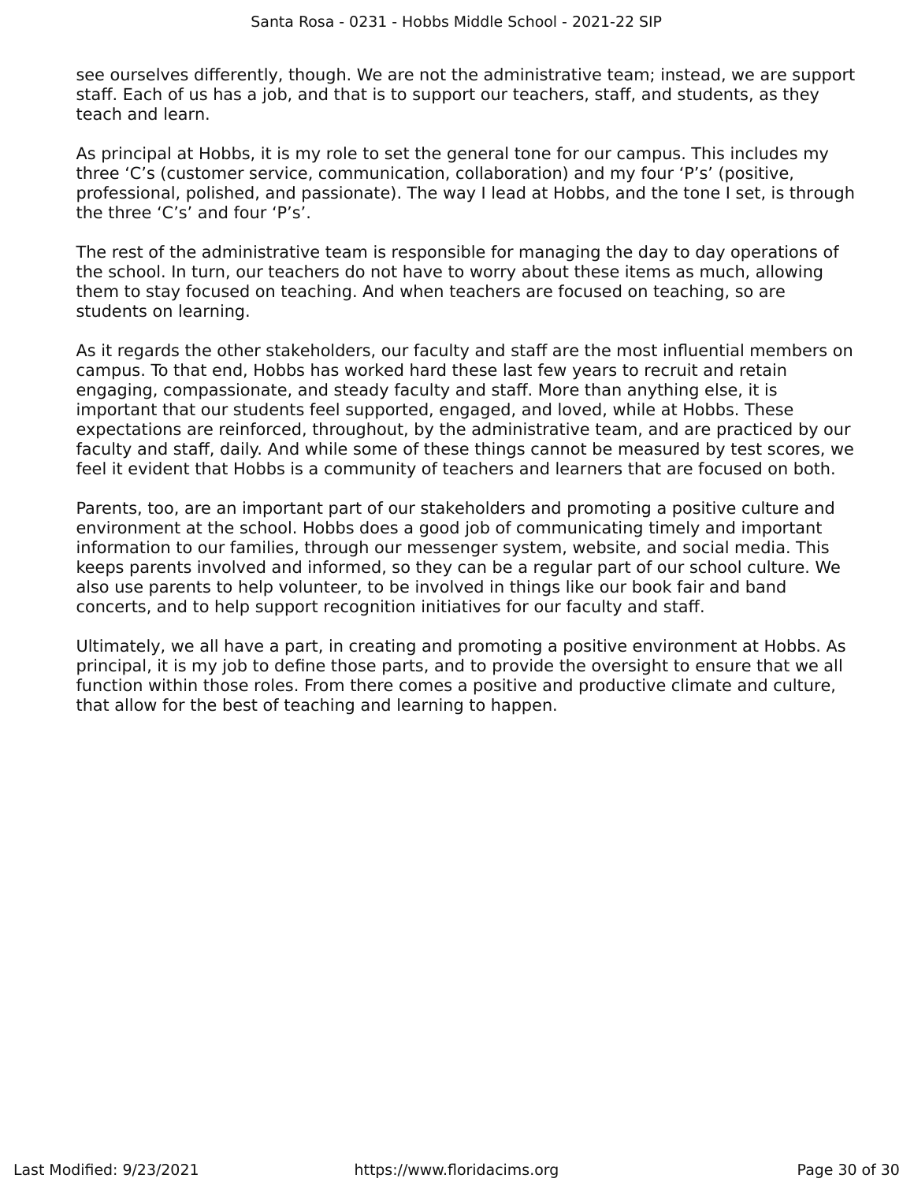see ourselves differently, though. We are not the administrative team; instead, we are support staff. Each of us has a job, and that is to support our teachers, staff, and students, as they teach and learn.

As principal at Hobbs, it is my role to set the general tone for our campus. This includes my three 'C's (customer service, communication, collaboration) and my four 'P's' (positive, professional, polished, and passionate). The way I lead at Hobbs, and the tone I set, is through the three 'C's' and four 'P's'.

The rest of the administrative team is responsible for managing the day to day operations of the school. In turn, our teachers do not have to worry about these items as much, allowing them to stay focused on teaching. And when teachers are focused on teaching, so are students on learning.

As it regards the other stakeholders, our faculty and staff are the most influential members on campus. To that end, Hobbs has worked hard these last few years to recruit and retain engaging, compassionate, and steady faculty and staff. More than anything else, it is important that our students feel supported, engaged, and loved, while at Hobbs. These expectations are reinforced, throughout, by the administrative team, and are practiced by our faculty and staff, daily. And while some of these things cannot be measured by test scores, we feel it evident that Hobbs is a community of teachers and learners that are focused on both.

Parents, too, are an important part of our stakeholders and promoting a positive culture and environment at the school. Hobbs does a good job of communicating timely and important information to our families, through our messenger system, website, and social media. This keeps parents involved and informed, so they can be a regular part of our school culture. We also use parents to help volunteer, to be involved in things like our book fair and band concerts, and to help support recognition initiatives for our faculty and staff.

Ultimately, we all have a part, in creating and promoting a positive environment at Hobbs. As principal, it is my job to define those parts, and to provide the oversight to ensure that we all function within those roles. From there comes a positive and productive climate and culture, that allow for the best of teaching and learning to happen.